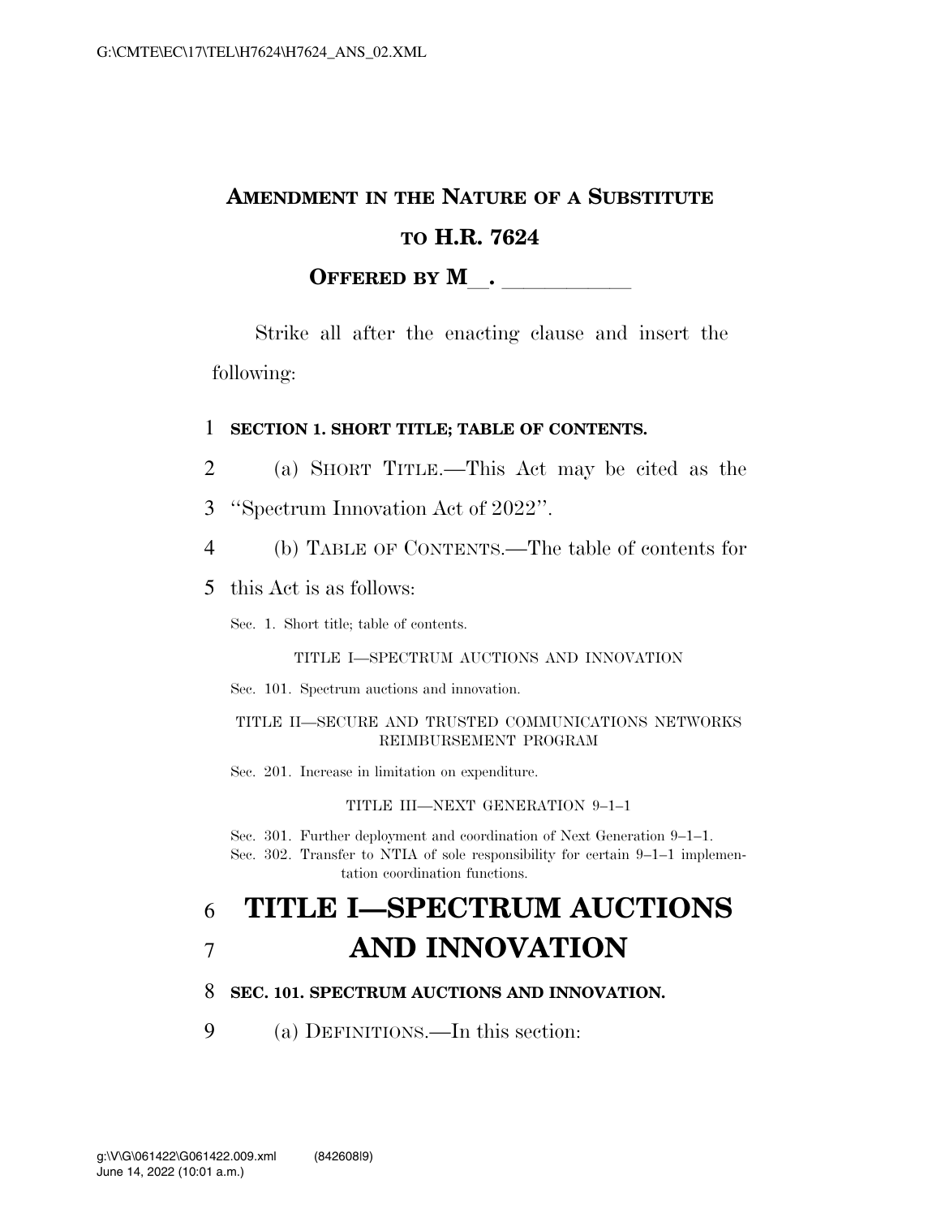**AMENDMENT IN THE NATURE OF A SUBSTITUTE TO H.R. 7624**

**OFFERED BY M\_\_. \_\_\_\_\_\_\_\_\_\_\_\_**

Strike all after the enacting clause and insert the following:

**SECTION 1. SHORT TITLE; TABLE OF CONTENTS.**

(a) SHORT TITLE.—This Act may be cited as the "Spectrum Innovation Act of 2022".

(b) TABLE OF CONTENTS.—The table of contents for this Act is as follows:

Sec. 1. Short title; table of contents.

TITLE I—SPECTRUM AUCTIONS AND INNOVATION

Sec. 101. Spectrum auctions and innovation.

TITLE II—SECURE AND TRUSTED COMMUNICATIONS NETWORKS REIMBURSEMENT PROGRAM

Sec. 201. Increase in limitation on expenditure.

TITLE III—NEXT GENERATION 9–1–1

Sec. 301. Further deployment and coordination of Next Generation 9–1–1.

Sec. 302. Transfer to NTIA of sole responsibility for certain 9–1–1 implementation coordination functions.

# TITLE I—SPECTRUM AUCTIONS AND INNOVATION

**SEC. 101. SPECTRUM AUCTIONS AND INNOVATION.**

(a) DEFINITIONS.—In this section: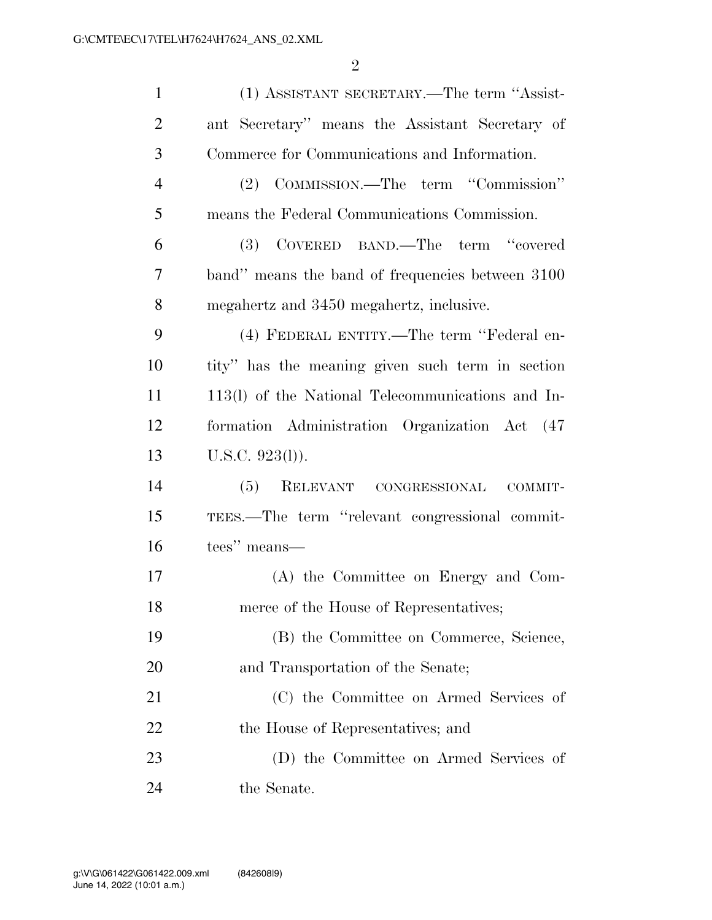(1) ASSISTANT SECRETARY.—The term ''Assistant Secretary'' means the Assistant Secretary of Commerce for Communications and Information.

(2) COMMISSION.—The term ''Commission'' means the Federal Communications Commission.

(3) COVERED BAND.—The term ''covered band'' means the band of frequencies between 3100 megahertz and 3450 megahertz, inclusive.

(4) FEDERAL ENTITY.—The term ''Federal entity'' has the meaning given such term in section 113(l) of the National Telecommunications and Information Administration Organization Act (47 U.S.C. 923(l)).

(5) RELEVANT CONGRESSIONAL COMMITTEES.—The term ''relevant congressional committees'' means—

(A) the Committee on Energy and Commerce of the House of Representatives;

(B) the Committee on Commerce, Science, and Transportation of the Senate;

(C) the Committee on Armed Services of the House of Representatives; and

(D) the Committee on Armed Services of the Senate.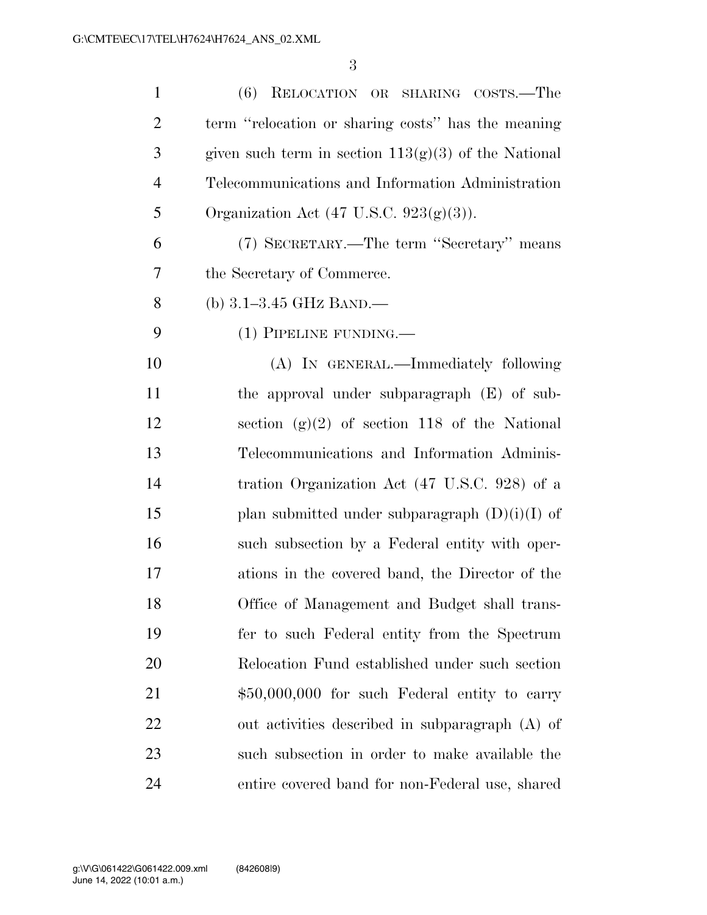(6) RELOCATION OR SHARING COSTS.—The term ''relocation or sharing costs'' has the meaning given such term in section 113(g)(3) of the National Telecommunications and Information Administration Organization Act (47 U.S.C. 923(g)(3)).

(7) SECRETARY.—The term ''Secretary'' means the Secretary of Commerce.

(b) 3.1–3.45 GHZ BAND.—

(1) PIPELINE FUNDING.—

(A) IN GENERAL.—Immediately following the approval under subparagraph (E) of subsection (g)(2) of section 118 of the National Telecommunications and Information Administration Organization Act (47 U.S.C. 928) of a plan submitted under subparagraph (D)(i)(I) of such subsection by a Federal entity with operations in the covered band, the Director of the Office of Management and Budget shall transfer to such Federal entity from the Spectrum Relocation Fund established under such section $50,000,000 for such Federal entity to carry out activities described in subparagraph (A) of such subsection in order to make available the entire covered band for non-Federal use, shared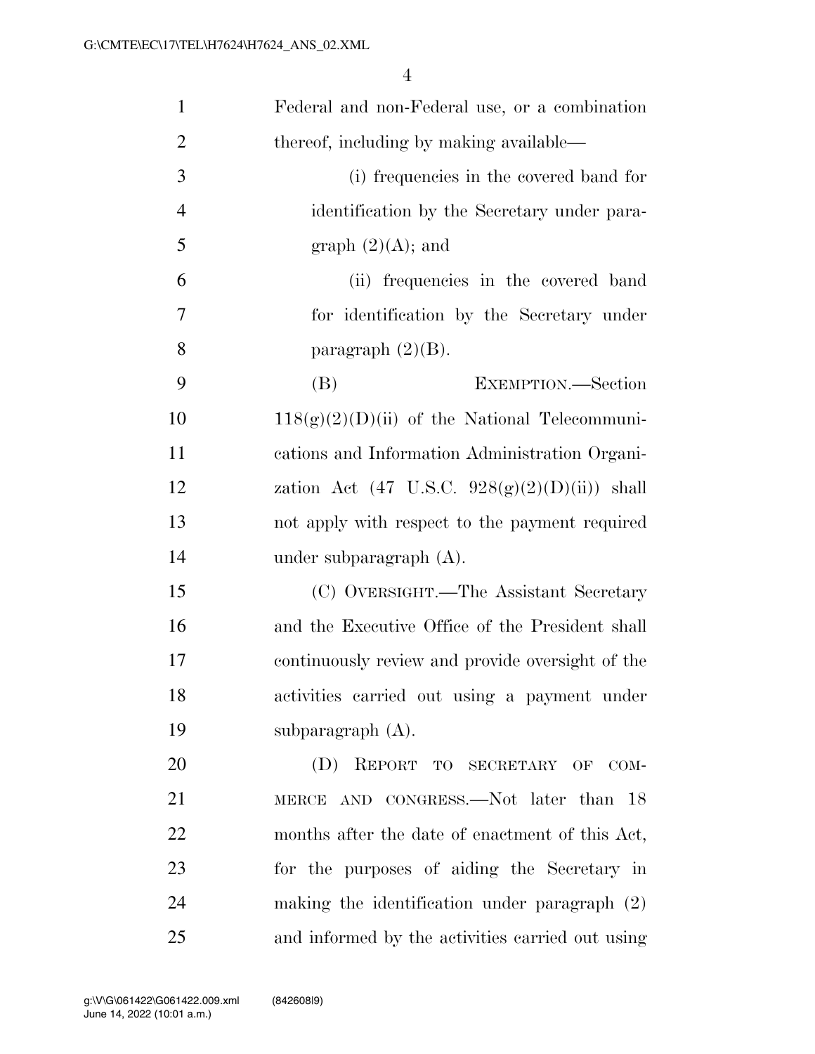Federal and non-Federal use, or a combination thereof, including by making available—

(i) frequencies in the covered band for identification by the Secretary under paragraph (2)(A); and

(ii) frequencies in the covered band for identification by the Secretary under paragraph (2)(B).

(B) EXEMPTION.—Section 118(g)(2)(D)(ii) of the National Telecommunications and Information Administration Organization Act (47 U.S.C. 928(g)(2)(D)(ii)) shall not apply with respect to the payment required under subparagraph (A).

(C) OVERSIGHT.—The Assistant Secretary and the Executive Office of the President shall continuously review and provide oversight of the activities carried out using a payment under subparagraph (A).

(D) REPORT TO SECRETARY OF COMMERCE AND CONGRESS.—Not later than 18 months after the date of enactment of this Act, for the purposes of aiding the Secretary in making the identification under paragraph (2) and informed by the activities carried out using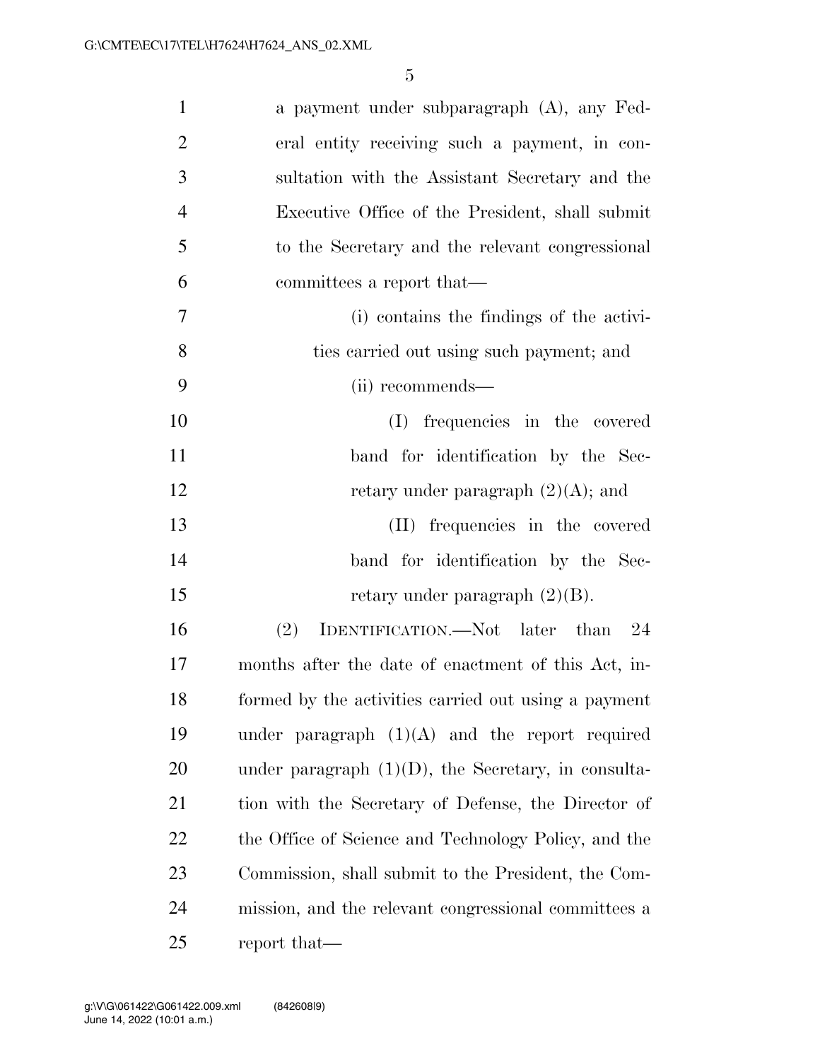a payment under subparagraph (A), any Federal entity receiving such a payment, in consultation with the Assistant Secretary and the Executive Office of the President, shall submit to the Secretary and the relevant congressional committees a report that—

(i) contains the findings of the activities carried out using such payment; and

(ii) recommends—

(I) frequencies in the covered band for identification by the Secretary under paragraph (2)(A); and

(II) frequencies in the covered band for identification by the Secretary under paragraph (2)(B).

(2) IDENTIFICATION.—Not later than 24 months after the date of enactment of this Act, informed by the activities carried out using a payment under paragraph (1)(A) and the report required under paragraph (1)(D), the Secretary, in consultation with the Secretary of Defense, the Director of the Office of Science and Technology Policy, and the Commission, shall submit to the President, the Commission, and the relevant congressional committees a report that—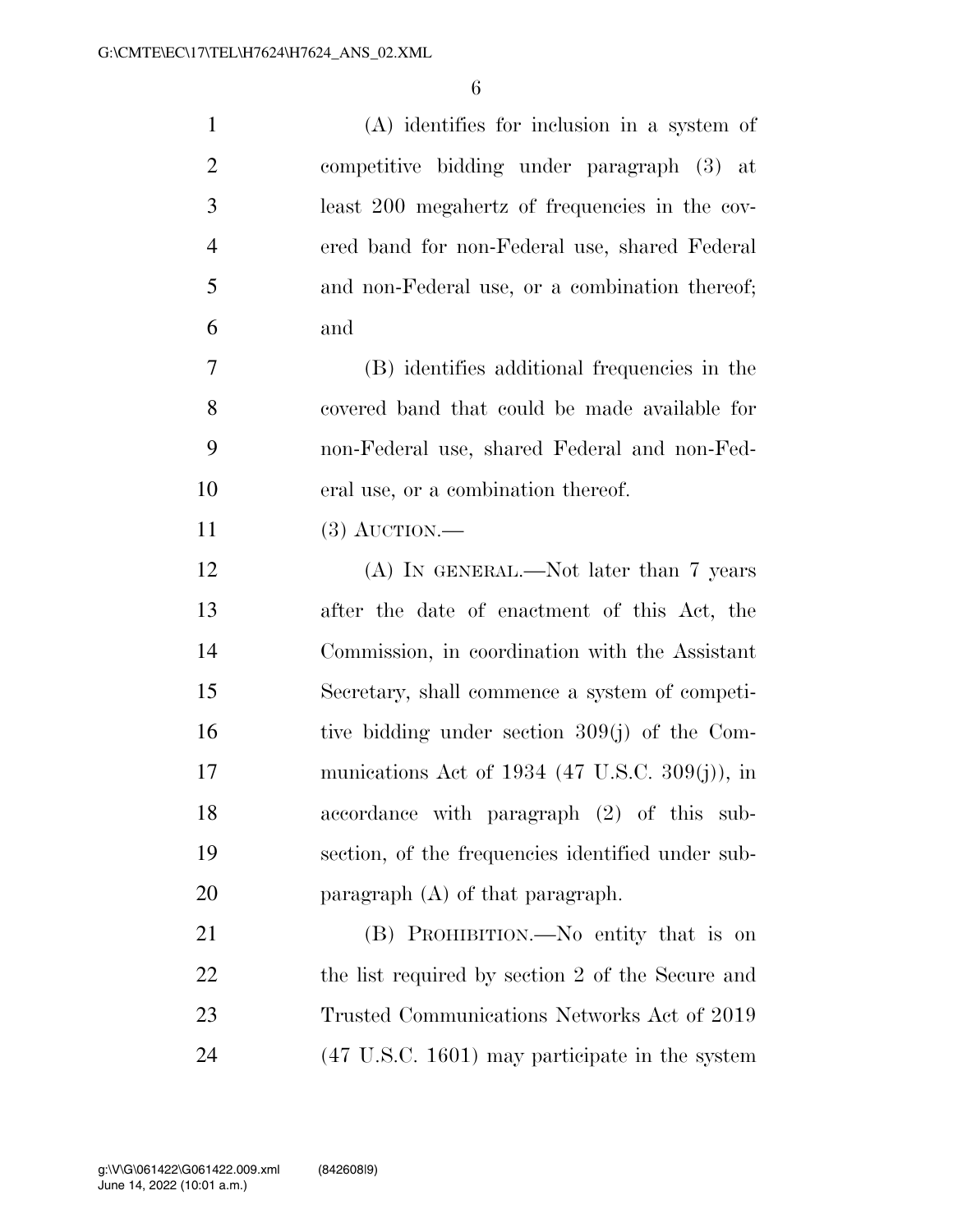(A) identifies for inclusion in a system of competitive bidding under paragraph (3) at least 200 megahertz of frequencies in the covered band for non-Federal use, shared Federal and non-Federal use, or a combination thereof; and

(B) identifies additional frequencies in the covered band that could be made available for non-Federal use, shared Federal and non-Federal use, or a combination thereof.

(3) AUCTION.—

(A) IN GENERAL.—Not later than 7 years after the date of enactment of this Act, the Commission, in coordination with the Assistant Secretary, shall commence a system of competitive bidding under section 309(j) of the Communications Act of 1934 (47 U.S.C. 309(j)), in accordance with paragraph (2) of this subsection, of the frequencies identified under subparagraph (A) of that paragraph.

(B) PROHIBITION.—No entity that is on the list required by section 2 of the Secure and Trusted Communications Networks Act of 2019 (47 U.S.C. 1601) may participate in the system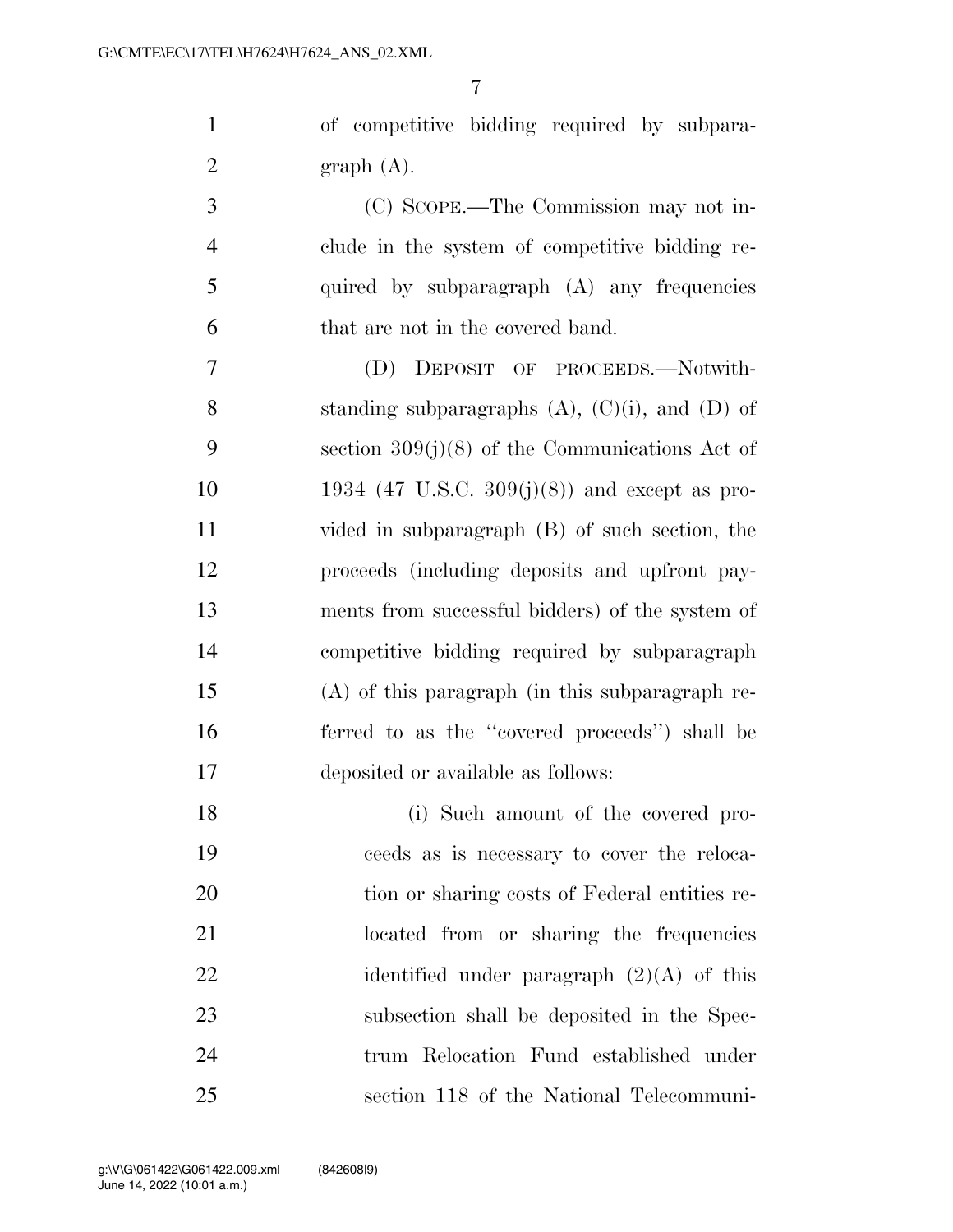of competitive bidding required by subparagraph (A).

(C) SCOPE.—The Commission may not include in the system of competitive bidding required by subparagraph (A) any frequencies that are not in the covered band.

(D) DEPOSIT OF PROCEEDS.—Notwithstanding subparagraphs (A), (C)(i), and (D) of section 309(j)(8) of the Communications Act of 1934 (47 U.S.C. 309(j)(8)) and except as provided in subparagraph (B) of such section, the proceeds (including deposits and upfront payments from successful bidders) of the system of competitive bidding required by subparagraph (A) of this paragraph (in this subparagraph referred to as the ''covered proceeds'') shall be deposited or available as follows:

(i) Such amount of the covered proceeds as is necessary to cover the relocation or sharing costs of Federal entities relocated from or sharing the frequencies identified under paragraph (2)(A) of this subsection shall be deposited in the Spectrum Relocation Fund established under section 118 of the National Telecommuni-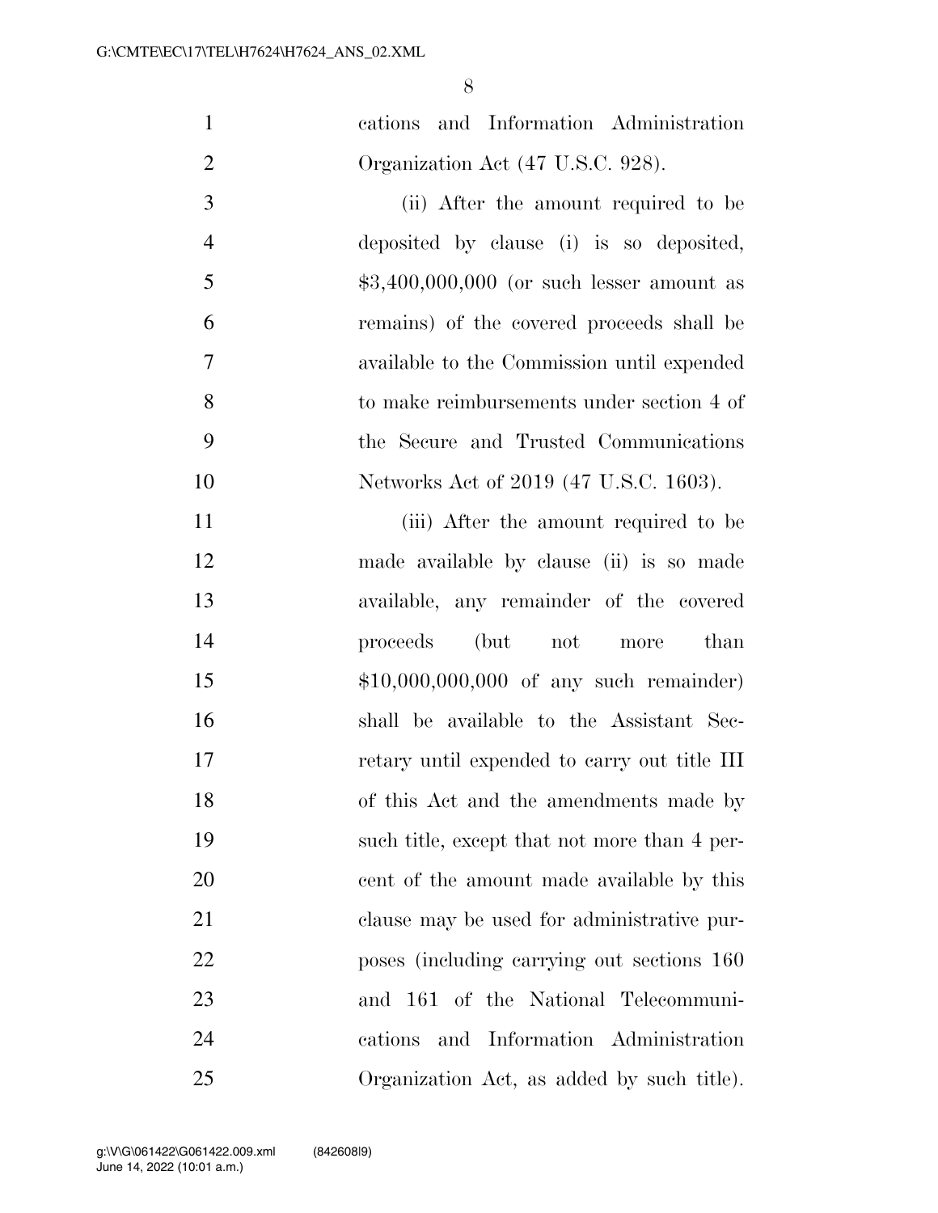cations and Information Administration Organization Act (47 U.S.C. 928).

(ii) After the amount required to be deposited by clause (i) is so deposited, $3,400,000,000 (or such lesser amount as remains) of the covered proceeds shall be available to the Commission until expended to make reimbursements under section 4 of the Secure and Trusted Communications Networks Act of 2019 (47 U.S.C. 1603).

(iii) After the amount required to be made available by clause (ii) is so made available, any remainder of the covered proceeds (but not more than $10,000,000,000 of any such remainder) shall be available to the Assistant Secretary until expended to carry out title III of this Act and the amendments made by such title, except that not more than 4 percent of the amount made available by this clause may be used for administrative purposes (including carrying out sections 160 and 161 of the National Telecommunications and Information Administration Organization Act, as added by such title).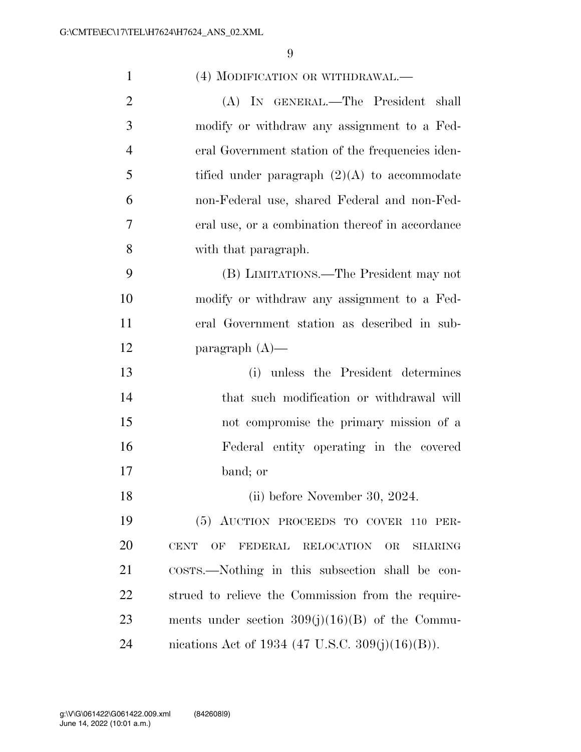(4) MODIFICATION OR WITHDRAWAL.—

(A) IN GENERAL.—The President shall modify or withdraw any assignment to a Federal Government station of the frequencies identified under paragraph (2)(A) to accommodate non-Federal use, shared Federal and non-Federal use, or a combination thereof in accordance with that paragraph.

(B) LIMITATIONS.—The President may not modify or withdraw any assignment to a Federal Government station as described in subparagraph (A)—

(i) unless the President determines that such modification or withdrawal will not compromise the primary mission of a Federal entity operating in the covered band; or

(ii) before November 30, 2024.

(5) AUCTION PROCEEDS TO COVER 110 PERCENT OF FEDERAL RELOCATION OR SHARING COSTS.—Nothing in this subsection shall be construed to relieve the Commission from the requirements under section 309(j)(16)(B) of the Communications Act of 1934 (47 U.S.C. 309(j)(16)(B)).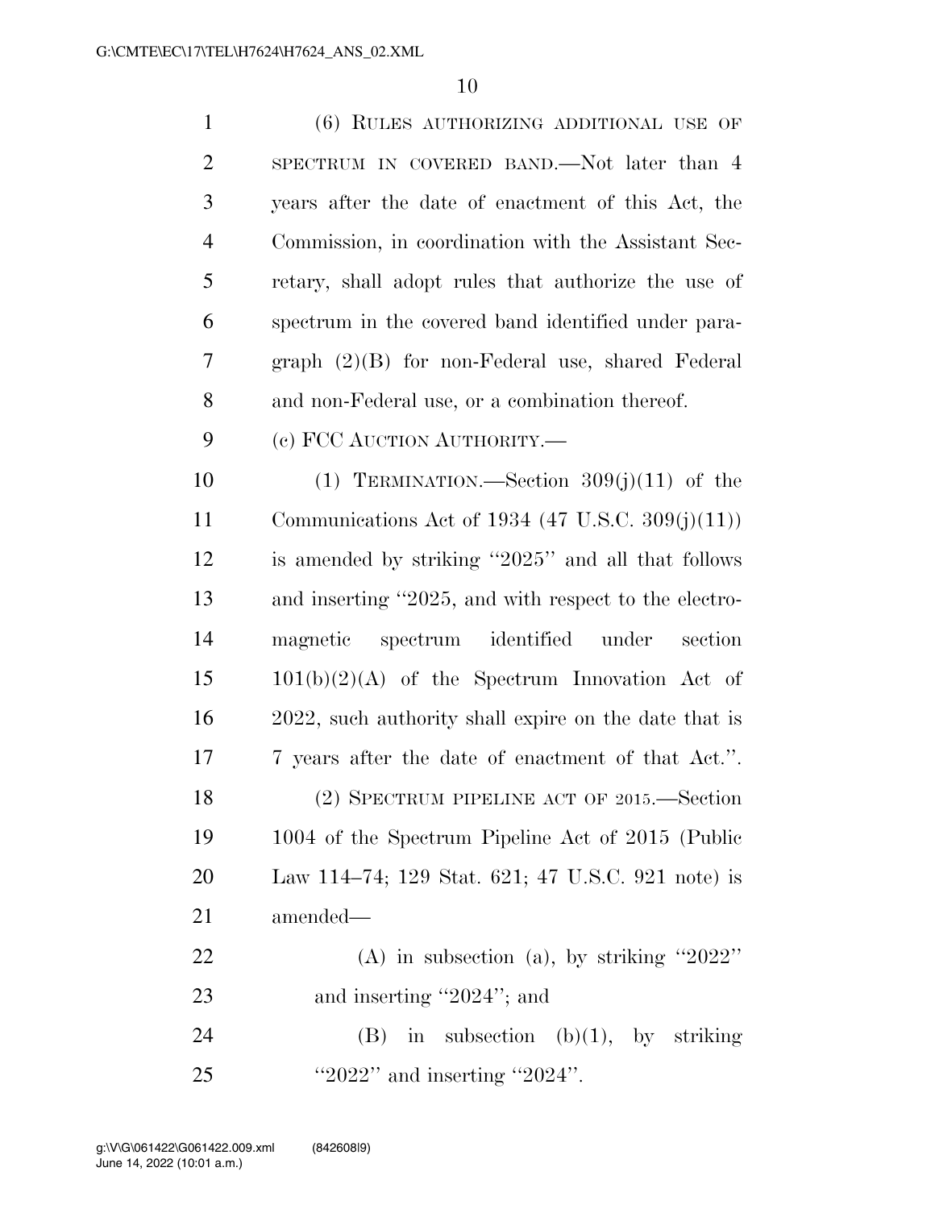(6) RULES AUTHORIZING ADDITIONAL USE OF SPECTRUM IN COVERED BAND.—Not later than 4 years after the date of enactment of this Act, the Commission, in coordination with the Assistant Secretary, shall adopt rules that authorize the use of spectrum in the covered band identified under paragraph (2)(B) for non-Federal use, shared Federal and non-Federal use, or a combination thereof.

(c) FCC AUCTION AUTHORITY.—

(1) TERMINATION.—Section 309(j)(11) of the Communications Act of 1934 (47 U.S.C. 309(j)(11)) is amended by striking ''2025'' and all that follows and inserting ''2025, and with respect to the electromagnetic spectrum identified under section 101(b)(2)(A) of the Spectrum Innovation Act of 2022, such authority shall expire on the date that is 7 years after the date of enactment of that Act.''.

(2) SPECTRUM PIPELINE ACT OF 2015.—Section 1004 of the Spectrum Pipeline Act of 2015 (Public Law 114–74; 129 Stat. 621; 47 U.S.C. 921 note) is amended—

(A) in subsection (a), by striking ''2022'' and inserting ''2024''; and

(B) in subsection (b)(1), by striking ''2022'' and inserting ''2024''.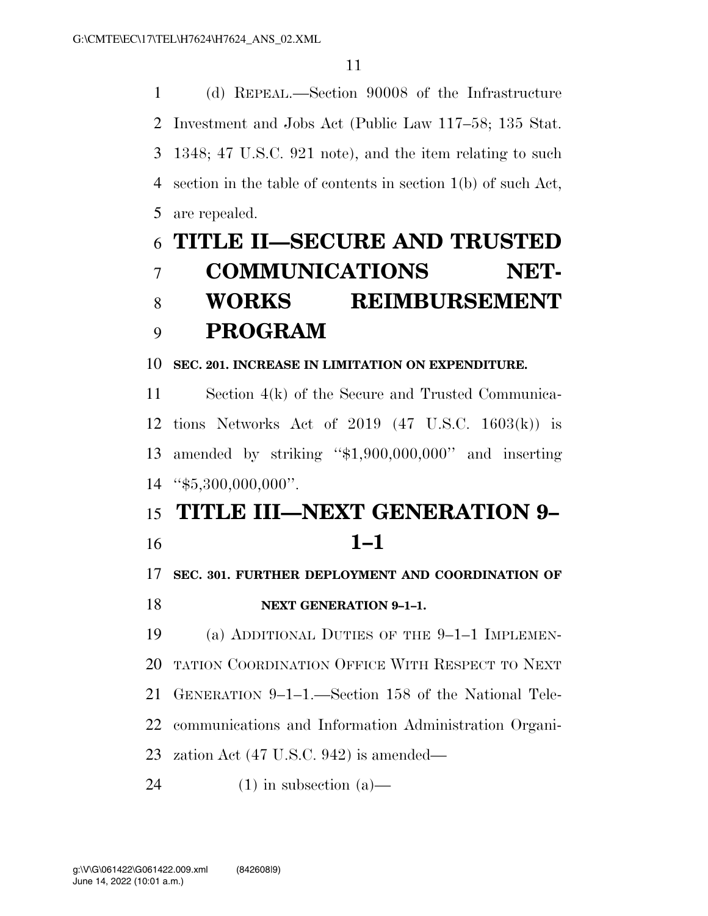(d) REPEAL.—Section 90008 of the Infrastructure Investment and Jobs Act (Public Law 117–58; 135 Stat. 1348; 47 U.S.C. 921 note), and the item relating to such section in the table of contents in section 1(b) of such Act, are repealed.

# TITLE II—SECURE AND TRUSTED COMMUNICATIONS NETWORKS REIMBURSEMENT PROGRAM

### SEC. 201. INCREASE IN LIMITATION ON EXPENDITURE.

Section 4(k) of the Secure and Trusted Communications Networks Act of 2019 (47 U.S.C. 1603(k)) is amended by striking "$1,900,000,000" and inserting "$5,300,000,000".

# TITLE III—NEXT GENERATION 9–1–1

### SEC. 301. FURTHER DEPLOYMENT AND COORDINATION OF NEXT GENERATION 9–1–1.

(a) ADDITIONAL DUTIES OF THE 9–1–1 IMPLEMENTATION COORDINATION OFFICE WITH RESPECT TO NEXT GENERATION 9–1–1.—Section 158 of the National Telecommunications and Information Administration Organization Act (47 U.S.C. 942) is amended—

(1) in subsection (a)—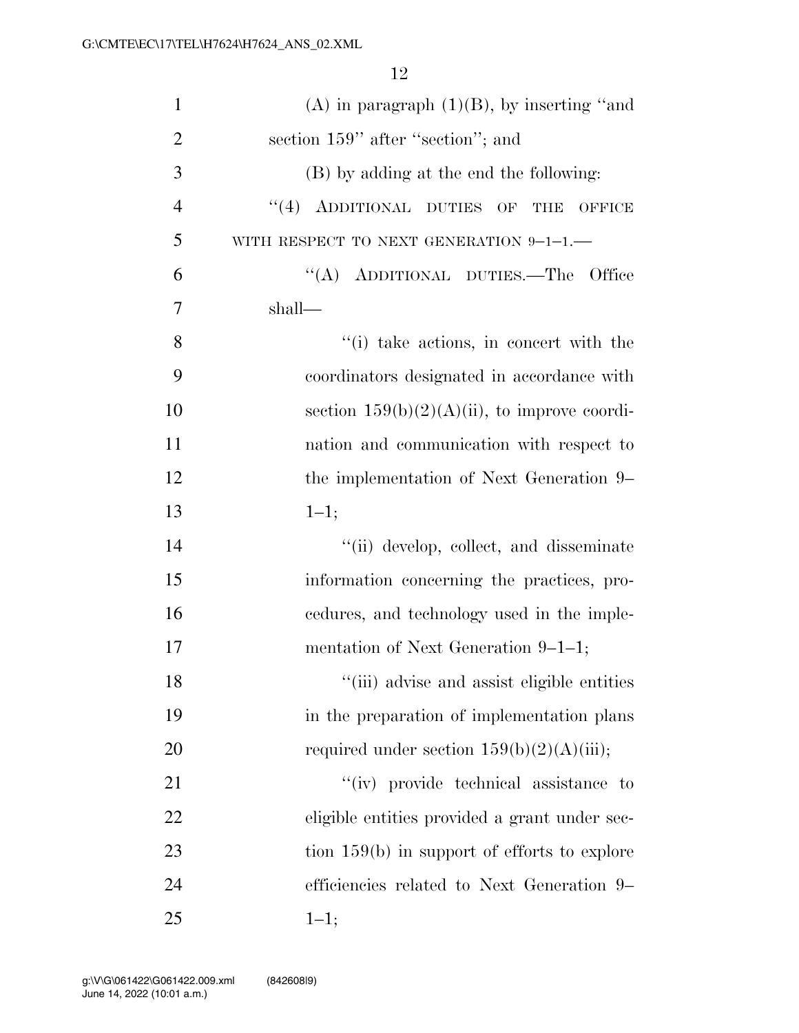(A) in paragraph (1)(B), by inserting ''and section 159'' after ''section''; and

(B) by adding at the end the following:

''(4) ADDITIONAL DUTIES OF THE OFFICE WITH RESPECT TO NEXT GENERATION 9–1–1.—

''(A) ADDITIONAL DUTIES.—The Office shall—

''(i) take actions, in concert with the coordinators designated in accordance with section 159(b)(2)(A)(ii), to improve coordination and communication with respect to the implementation of Next Generation 9–1–1;

''(ii) develop, collect, and disseminate information concerning the practices, procedures, and technology used in the implementation of Next Generation 9–1–1;

''(iii) advise and assist eligible entities in the preparation of implementation plans required under section 159(b)(2)(A)(iii);

''(iv) provide technical assistance to eligible entities provided a grant under section 159(b) in support of efforts to explore efficiencies related to Next Generation 9–1–1;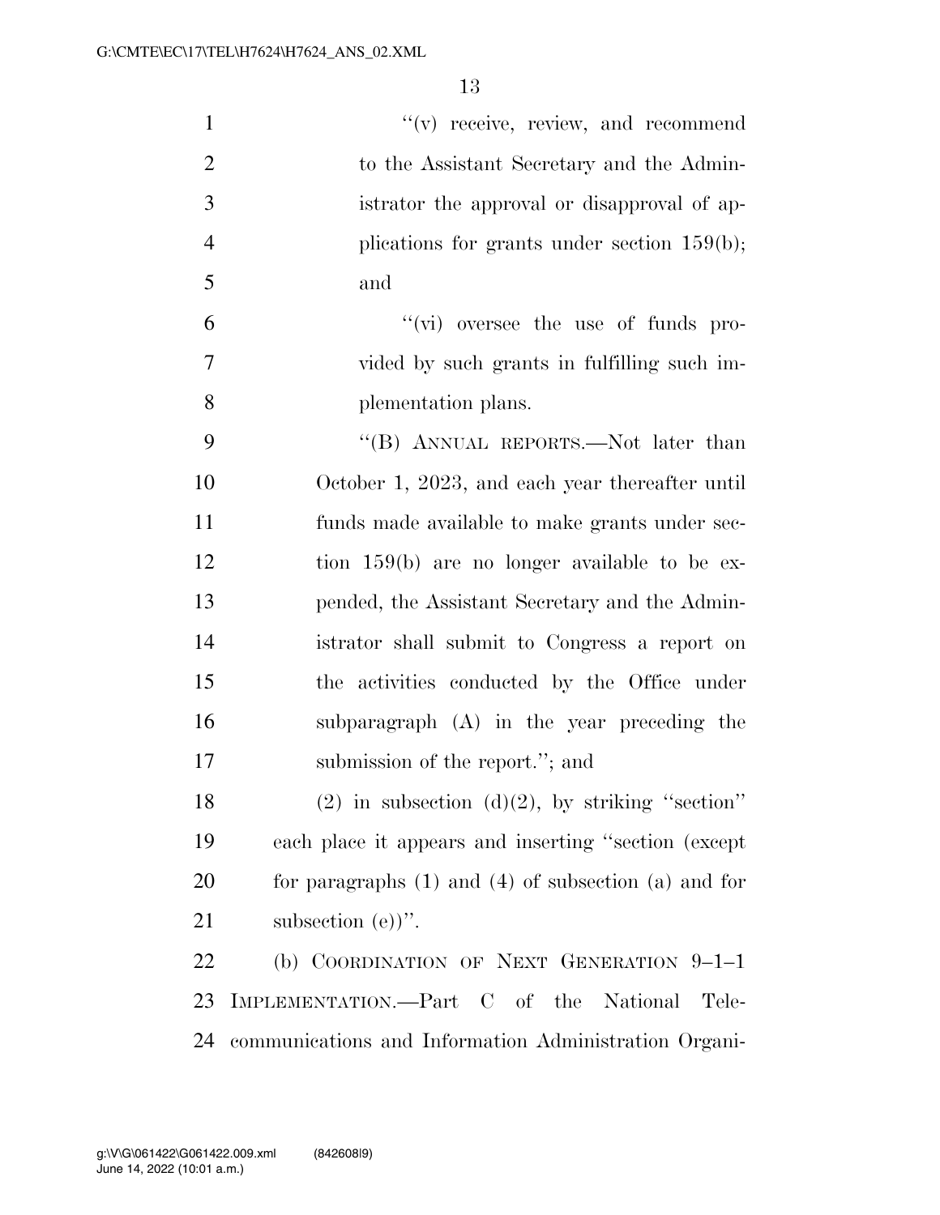"(v) receive, review, and recommend to the Assistant Secretary and the Administrator the approval or disapproval of applications for grants under section 159(b); and

"(vi) oversee the use of funds provided by such grants in fulfilling such implementation plans.

"(B) ANNUAL REPORTS.—Not later than October 1, 2023, and each year thereafter until funds made available to make grants under section 159(b) are no longer available to be expended, the Assistant Secretary and the Administrator shall submit to Congress a report on the activities conducted by the Office under subparagraph (A) in the year preceding the submission of the report."; and

(2) in subsection (d)(2), by striking "section" each place it appears and inserting "section (except for paragraphs (1) and (4) of subsection (a) and for subsection (e))".

(b) COORDINATION OF NEXT GENERATION 9–1–1 IMPLEMENTATION.—Part C of the National Telecommunications and Information Administration Organi-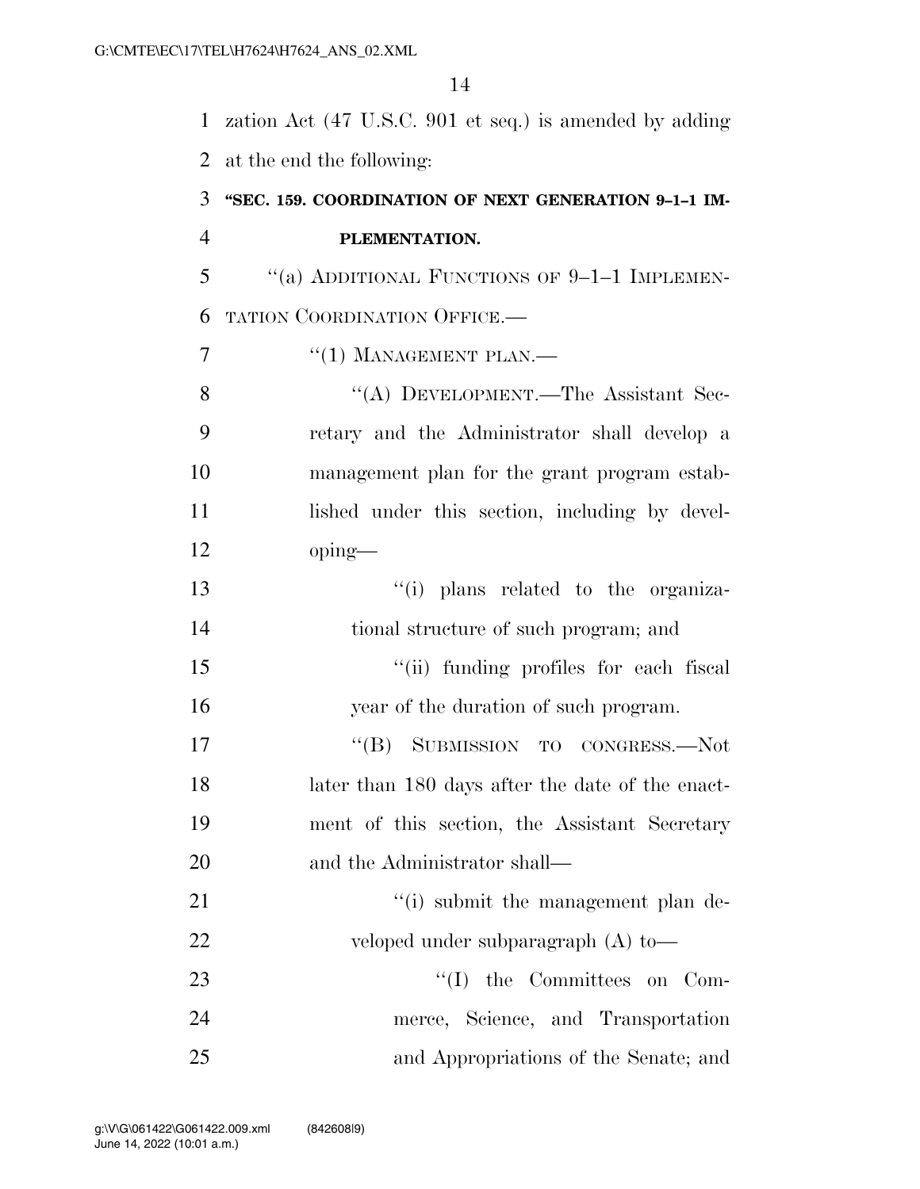zation Act (47 U.S.C. 901 et seq.) is amended by adding at the end the following:

**"SEC. 159. COORDINATION OF NEXT GENERATION 9–1–1 IMPLEMENTATION.**

"(a) ADDITIONAL FUNCTIONS OF 9–1–1 IMPLEMENTATION COORDINATION OFFICE.—

"(1) MANAGEMENT PLAN.—

"(A) DEVELOPMENT.—The Assistant Secretary and the Administrator shall develop a management plan for the grant program established under this section, including by developing—

"(i) plans related to the organizational structure of such program; and

"(ii) funding profiles for each fiscal year of the duration of such program.

"(B) SUBMISSION TO CONGRESS.—Not later than 180 days after the date of the enactment of this section, the Assistant Secretary and the Administrator shall—

"(i) submit the management plan developed under subparagraph (A) to—

"(I) the Committees on Commerce, Science, and Transportation and Appropriations of the Senate; and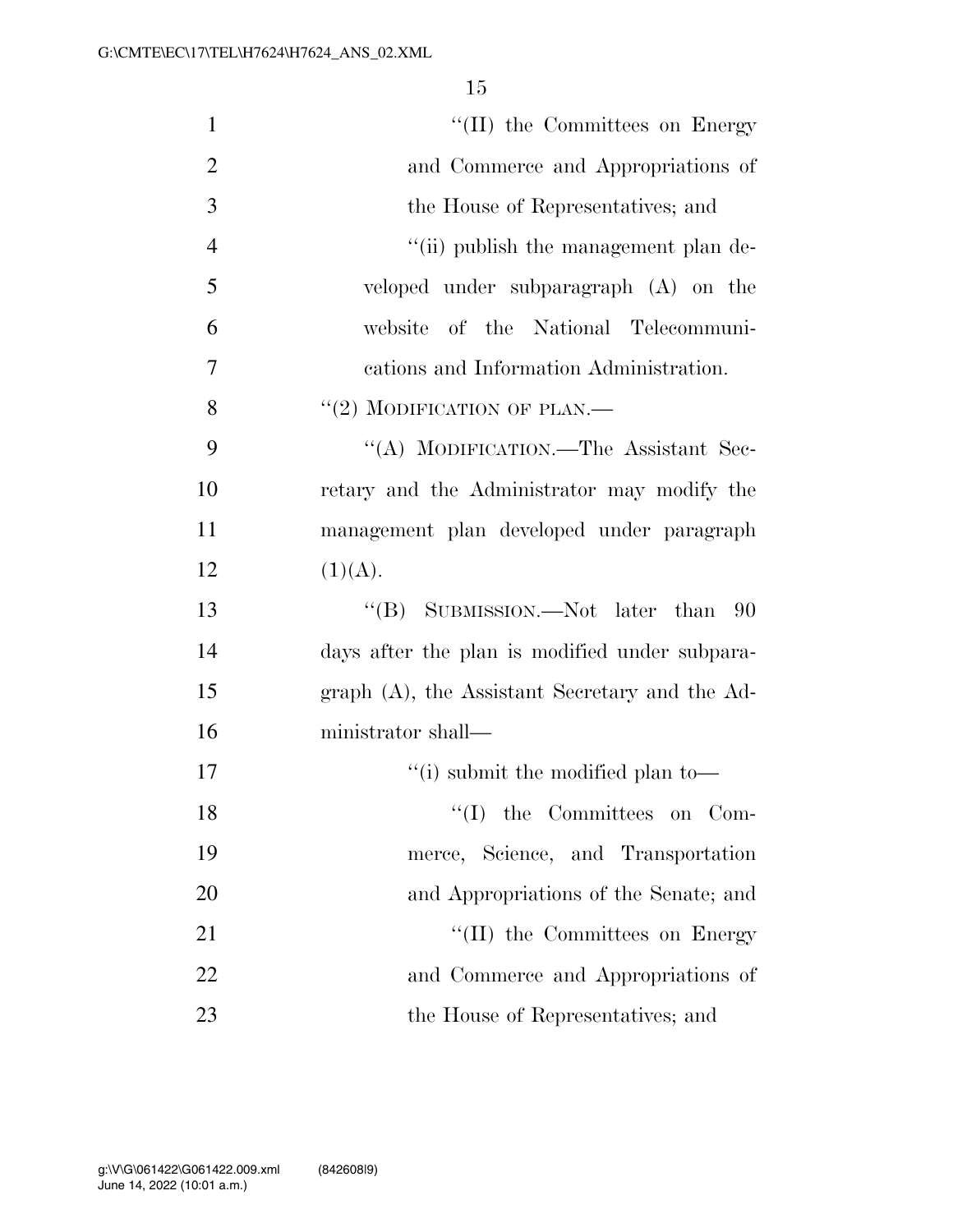''(II) the Committees on Energy and Commerce and Appropriations of the House of Representatives; and

''(ii) publish the management plan developed under subparagraph (A) on the website of the National Telecommunications and Information Administration.

''(2) MODIFICATION OF PLAN.—

''(A) MODIFICATION.—The Assistant Secretary and the Administrator may modify the management plan developed under paragraph (1)(A).

''(B) SUBMISSION.—Not later than 90 days after the plan is modified under subparagraph (A), the Assistant Secretary and the Administrator shall—

''(i) submit the modified plan to—

''(I) the Committees on Commerce, Science, and Transportation and Appropriations of the Senate; and

''(II) the Committees on Energy and Commerce and Appropriations of the House of Representatives; and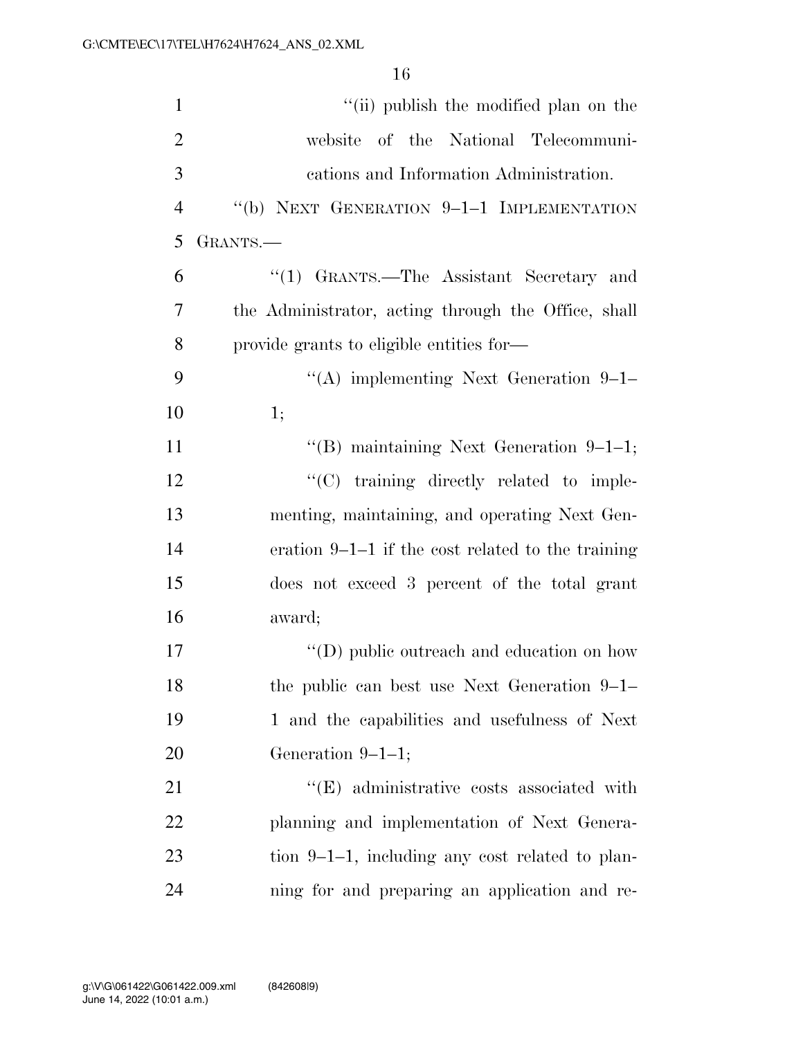''(ii) publish the modified plan on the website of the National Telecommunications and Information Administration.

''(b) NEXT GENERATION 9–1–1 IMPLEMENTATION GRANTS.—

''(1) GRANTS.—The Assistant Secretary and the Administrator, acting through the Office, shall provide grants to eligible entities for—

''(A) implementing Next Generation 9–1–1;

''(B) maintaining Next Generation 9–1–1;

''(C) training directly related to implementing, maintaining, and operating Next Generation 9–1–1 if the cost related to the training does not exceed 3 percent of the total grant award;

''(D) public outreach and education on how the public can best use Next Generation 9–1–1 and the capabilities and usefulness of Next Generation 9–1–1;

''(E) administrative costs associated with planning and implementation of Next Generation 9–1–1, including any cost related to planning for and preparing an application and re-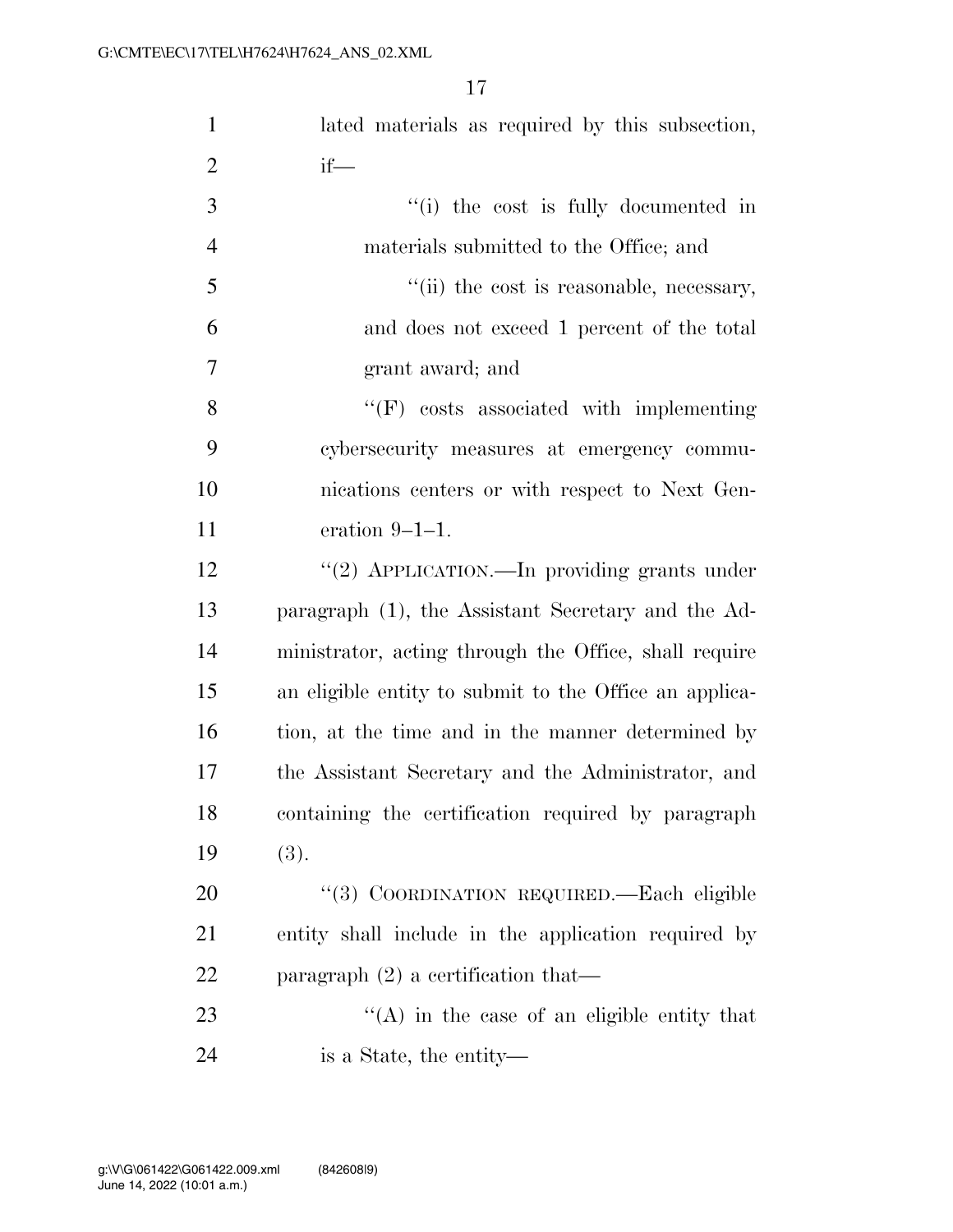lated materials as required by this subsection, if—

''(i) the cost is fully documented in materials submitted to the Office; and

''(ii) the cost is reasonable, necessary, and does not exceed 1 percent of the total grant award; and

''(F) costs associated with implementing cybersecurity measures at emergency communications centers or with respect to Next Generation 9–1–1.

''(2) APPLICATION.—In providing grants under paragraph (1), the Assistant Secretary and the Administrator, acting through the Office, shall require an eligible entity to submit to the Office an application, at the time and in the manner determined by the Assistant Secretary and the Administrator, and containing the certification required by paragraph (3).

''(3) COORDINATION REQUIRED.—Each eligible entity shall include in the application required by paragraph (2) a certification that—

''(A) in the case of an eligible entity that is a State, the entity—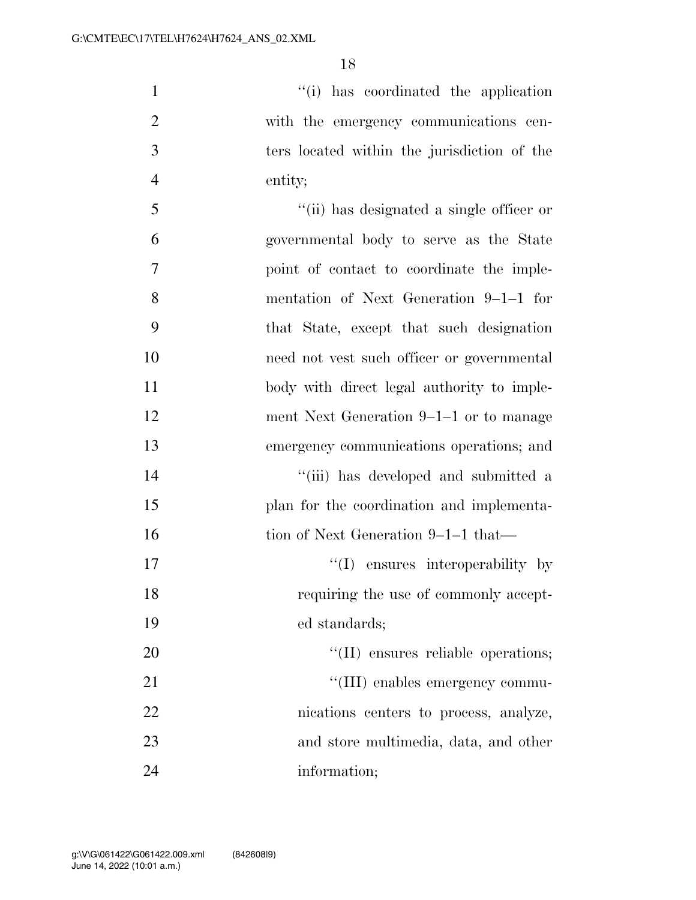"(i) has coordinated the application with the emergency communications centers located within the jurisdiction of the entity;

"(ii) has designated a single officer or governmental body to serve as the State point of contact to coordinate the implementation of Next Generation 9–1–1 for that State, except that such designation need not vest such officer or governmental body with direct legal authority to implement Next Generation 9–1–1 or to manage emergency communications operations; and

"(iii) has developed and submitted a plan for the coordination and implementation of Next Generation 9–1–1 that—

"(I) ensures interoperability by requiring the use of commonly accepted standards;

"(II) ensures reliable operations;

"(III) enables emergency communications centers to process, analyze, and store multimedia, data, and other information;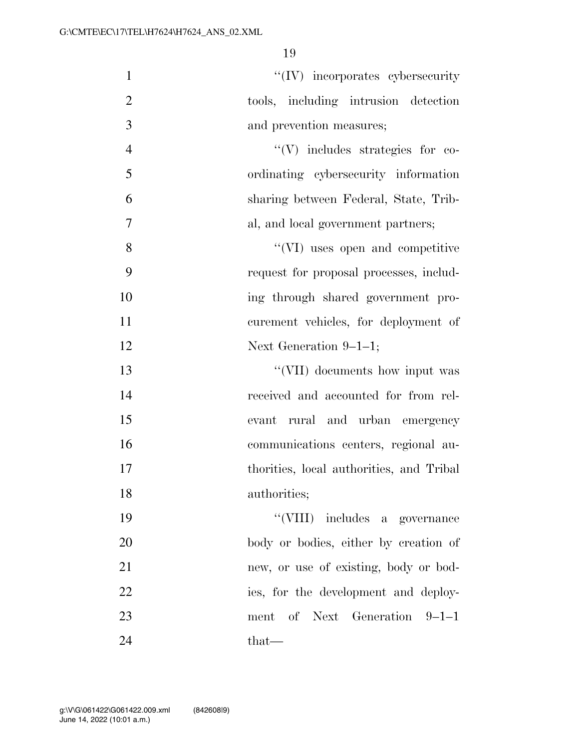''(IV) incorporates cybersecurity tools, including intrusion detection and prevention measures;

''(V) includes strategies for coordinating cybersecurity information sharing between Federal, State, Tribal, and local government partners;

''(VI) uses open and competitive request for proposal processes, including through shared government procurement vehicles, for deployment of Next Generation 9–1–1;

''(VII) documents how input was received and accounted for from relevant rural and urban emergency communications centers, regional authorities, local authorities, and Tribal authorities;

''(VIII) includes a governance body or bodies, either by creation of new, or use of existing, body or bodies, for the development and deployment of Next Generation 9–1–1 that—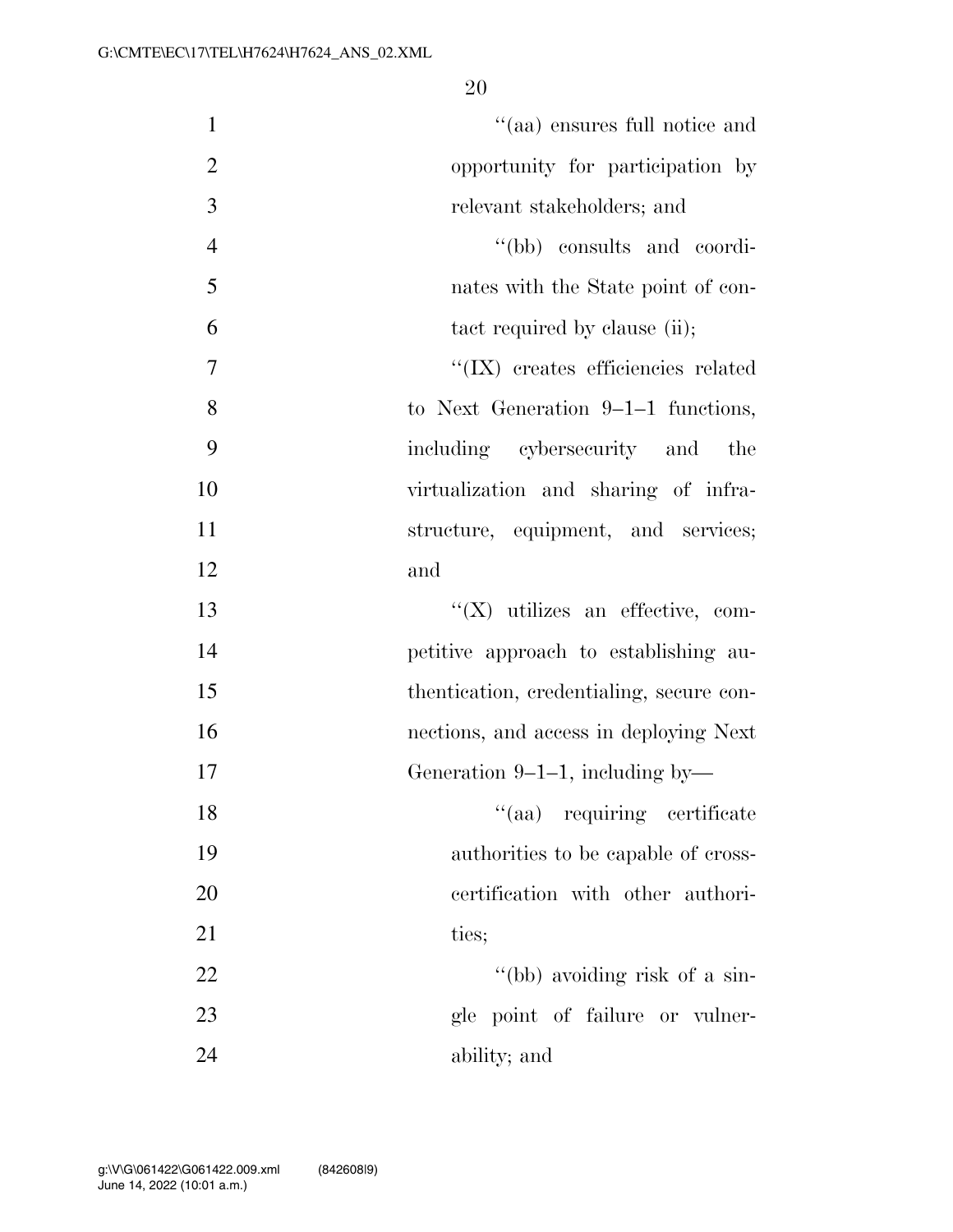''(aa) ensures full notice and opportunity for participation by relevant stakeholders; and

''(bb) consults and coordinates with the State point of contact required by clause (ii);

''(IX) creates efficiencies related to Next Generation 9–1–1 functions, including cybersecurity and the virtualization and sharing of infrastructure, equipment, and services; and

''(X) utilizes an effective, competitive approach to establishing authentication, credentialing, secure connections, and access in deploying Next Generation 9–1–1, including by—

''(aa) requiring certificate authorities to be capable of cross-certification with other authorities;

''(bb) avoiding risk of a single point of failure or vulnerability; and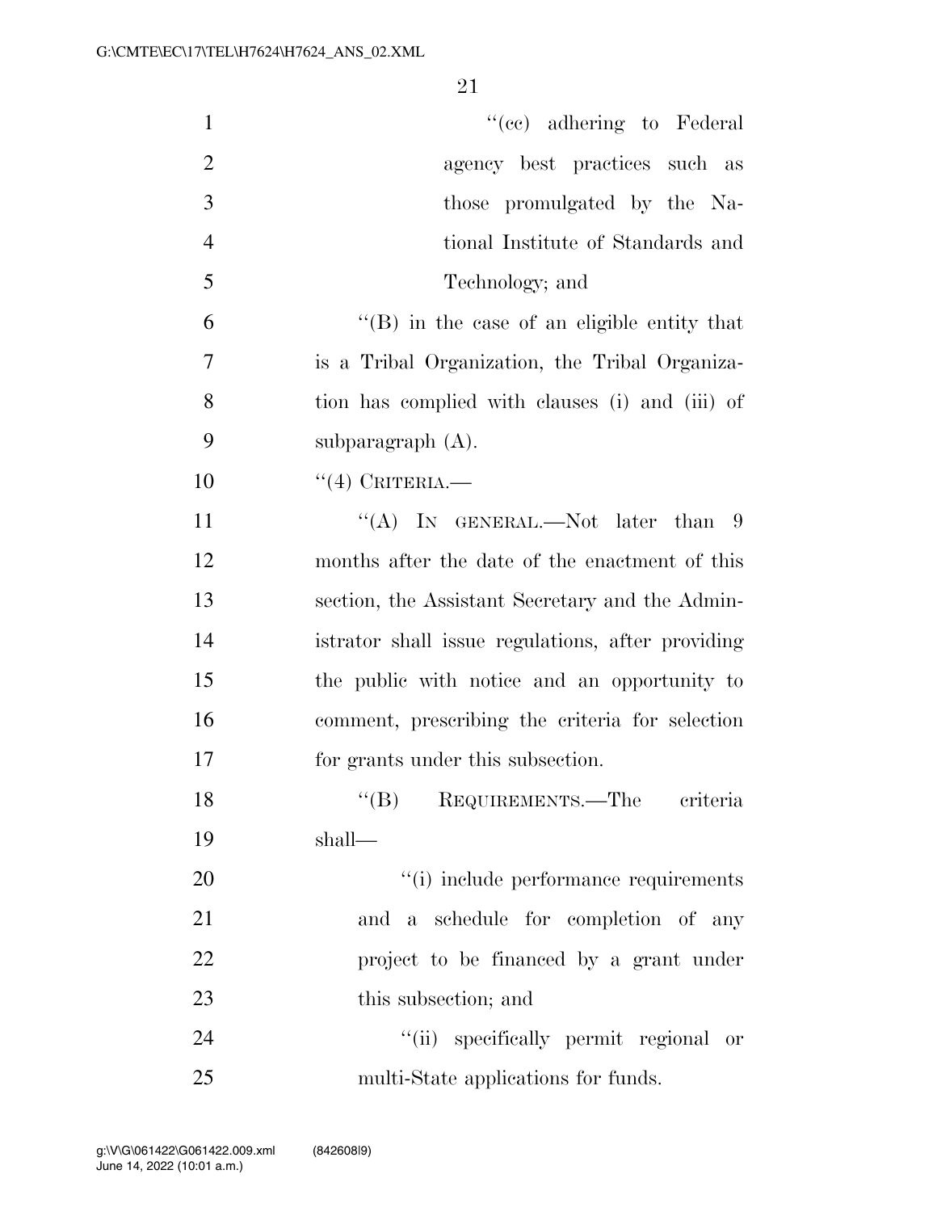''(cc) adhering to Federal agency best practices such as those promulgated by the National Institute of Standards and Technology; and

''(B) in the case of an eligible entity that is a Tribal Organization, the Tribal Organization has complied with clauses (i) and (iii) of subparagraph (A).

''(4) CRITERIA.—

''(A) IN GENERAL.—Not later than 9 months after the date of the enactment of this section, the Assistant Secretary and the Administrator shall issue regulations, after providing the public with notice and an opportunity to comment, prescribing the criteria for selection for grants under this subsection.

''(B) REQUIREMENTS.—The criteria shall—

''(i) include performance requirements and a schedule for completion of any project to be financed by a grant under this subsection; and

''(ii) specifically permit regional or multi-State applications for funds.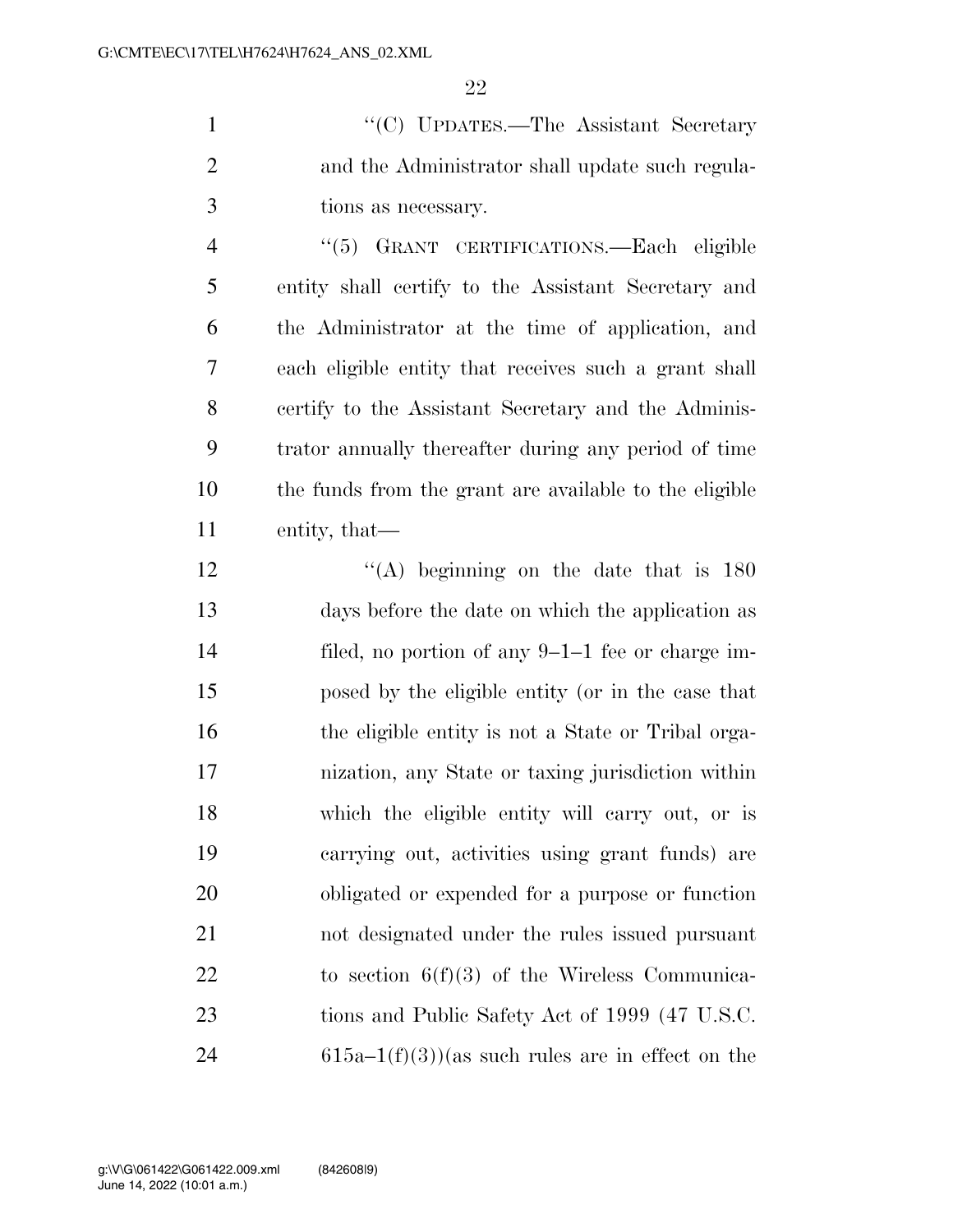"(C) UPDATES.—The Assistant Secretary and the Administrator shall update such regulations as necessary.

"(5) GRANT CERTIFICATIONS.—Each eligible entity shall certify to the Assistant Secretary and the Administrator at the time of application, and each eligible entity that receives such a grant shall certify to the Assistant Secretary and the Administrator annually thereafter during any period of time the funds from the grant are available to the eligible entity, that—

"(A) beginning on the date that is 180 days before the date on which the application as filed, no portion of any 9–1–1 fee or charge imposed by the eligible entity (or in the case that the eligible entity is not a State or Tribal organization, any State or taxing jurisdiction within which the eligible entity will carry out, or is carrying out, activities using grant funds) are obligated or expended for a purpose or function not designated under the rules issued pursuant to section 6(f)(3) of the Wireless Communications and Public Safety Act of 1999 (47 U.S.C. 615a–1(f)(3))(as such rules are in effect on the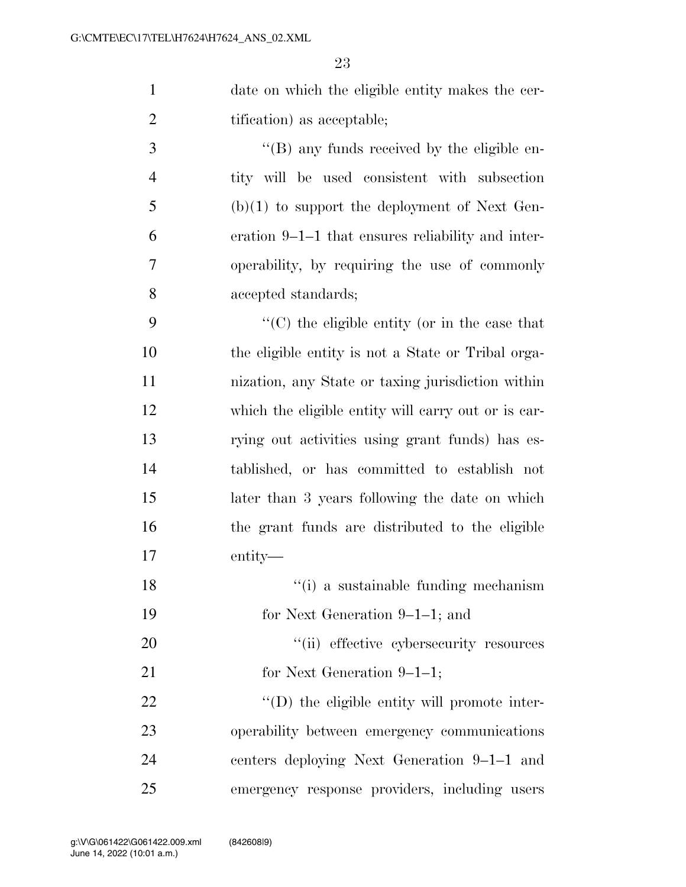date on which the eligible entity makes the certification) as acceptable;

''(B) any funds received by the eligible entity will be used consistent with subsection (b)(1) to support the deployment of Next Generation 9–1–1 that ensures reliability and interoperability, by requiring the use of commonly accepted standards;

''(C) the eligible entity (or in the case that the eligible entity is not a State or Tribal organization, any State or taxing jurisdiction within which the eligible entity will carry out or is carrying out activities using grant funds) has established, or has committed to establish not later than 3 years following the date on which the grant funds are distributed to the eligible entity—

''(i) a sustainable funding mechanism for Next Generation 9–1–1; and

''(ii) effective cybersecurity resources for Next Generation 9–1–1;

''(D) the eligible entity will promote interoperability between emergency communications centers deploying Next Generation 9–1–1 and emergency response providers, including users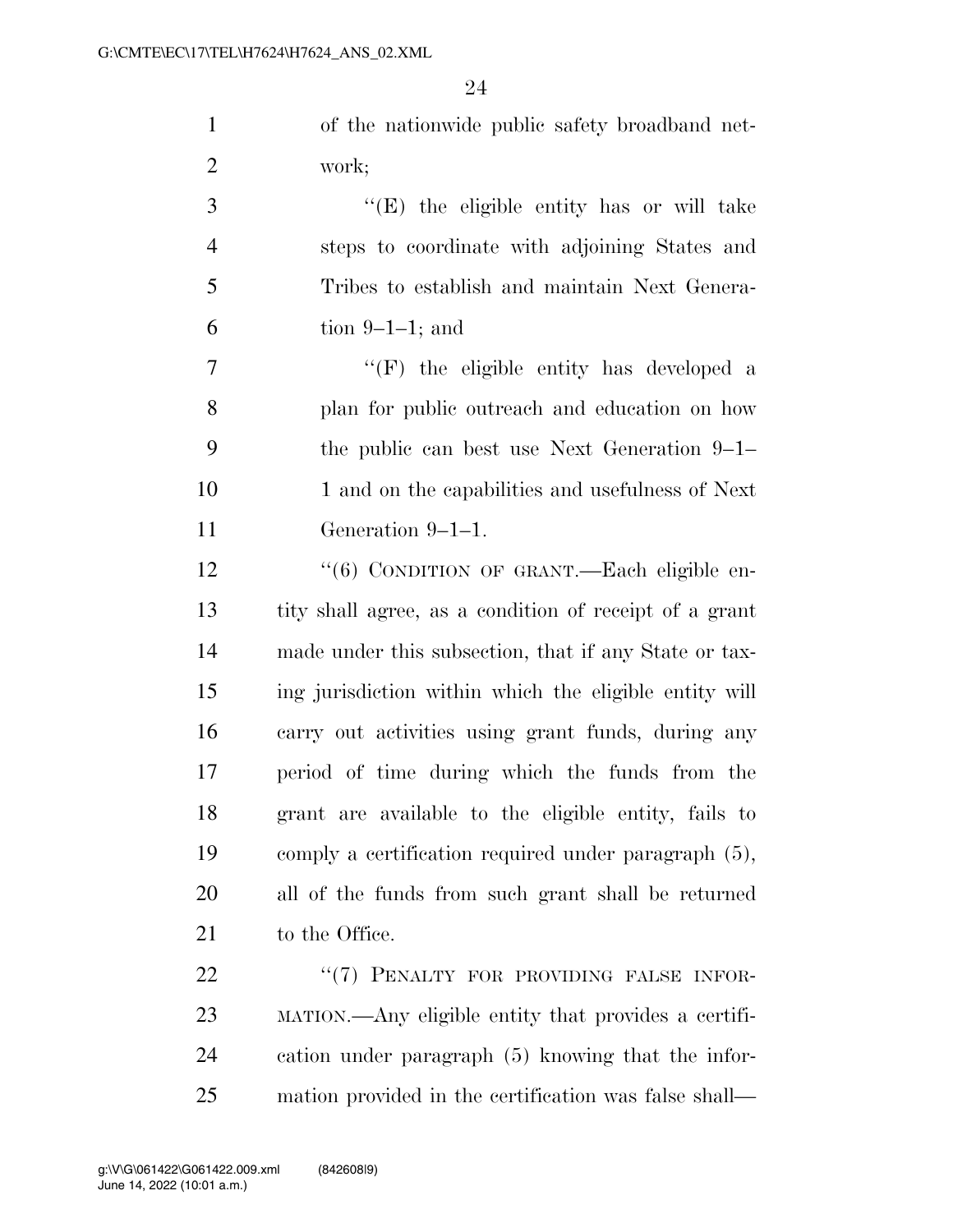of the nationwide public safety broadband network;

''(E) the eligible entity has or will take steps to coordinate with adjoining States and Tribes to establish and maintain Next Generation 9–1–1; and

''(F) the eligible entity has developed a plan for public outreach and education on how the public can best use Next Generation 9–1–1 and on the capabilities and usefulness of Next Generation 9–1–1.

''(6) CONDITION OF GRANT.—Each eligible entity shall agree, as a condition of receipt of a grant made under this subsection, that if any State or taxing jurisdiction within which the eligible entity will carry out activities using grant funds, during any period of time during which the funds from the grant are available to the eligible entity, fails to comply a certification required under paragraph (5), all of the funds from such grant shall be returned to the Office.

''(7) PENALTY FOR PROVIDING FALSE INFORMATION.—Any eligible entity that provides a certification under paragraph (5) knowing that the information provided in the certification was false shall—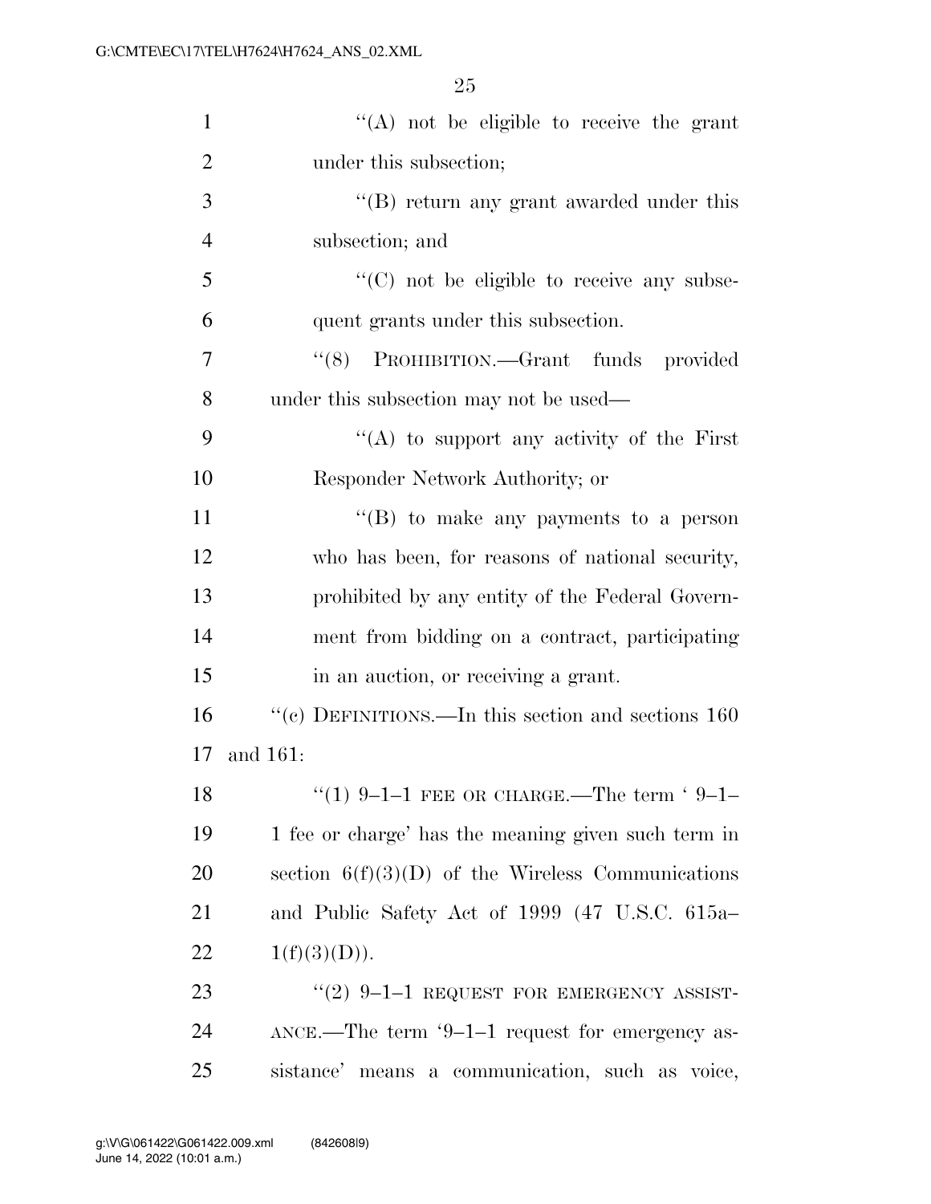''(A) not be eligible to receive the grant under this subsection;

''(B) return any grant awarded under this subsection; and

''(C) not be eligible to receive any subsequent grants under this subsection.

''(8) PROHIBITION.—Grant funds provided under this subsection may not be used—

''(A) to support any activity of the First Responder Network Authority; or

''(B) to make any payments to a person who has been, for reasons of national security, prohibited by any entity of the Federal Government from bidding on a contract, participating in an auction, or receiving a grant.

''(c) DEFINITIONS.—In this section and sections 160 and 161:

''(1) 9–1–1 FEE OR CHARGE.—The term ' 9–1–1 fee or charge' has the meaning given such term in section 6(f)(3)(D) of the Wireless Communications and Public Safety Act of 1999 (47 U.S.C. 615a–1(f)(3)(D)).

''(2) 9–1–1 REQUEST FOR EMERGENCY ASSISTANCE.—The term '9–1–1 request for emergency assistance' means a communication, such as voice,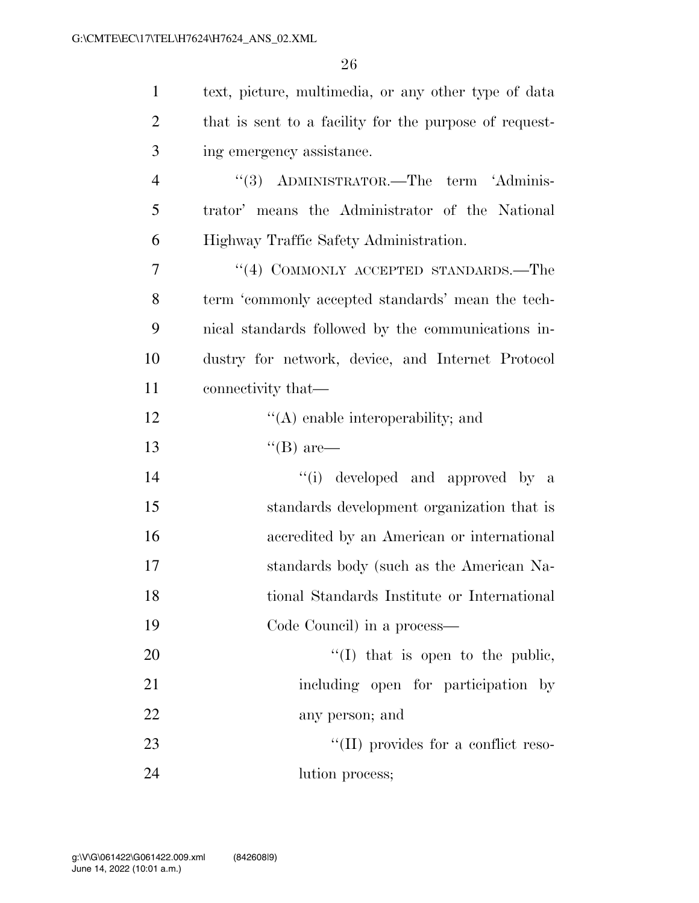text, picture, multimedia, or any other type of data that is sent to a facility for the purpose of requesting emergency assistance.

"(3) ADMINISTRATOR.—The term 'Administrator' means the Administrator of the National Highway Traffic Safety Administration.

"(4) COMMONLY ACCEPTED STANDARDS.—The term 'commonly accepted standards' mean the technical standards followed by the communications industry for network, device, and Internet Protocol connectivity that—

"(A) enable interoperability; and

"(B) are—

"(i) developed and approved by a standards development organization that is accredited by an American or international standards body (such as the American National Standards Institute or International Code Council) in a process—

"(I) that is open to the public, including open for participation by any person; and

"(II) provides for a conflict resolution process;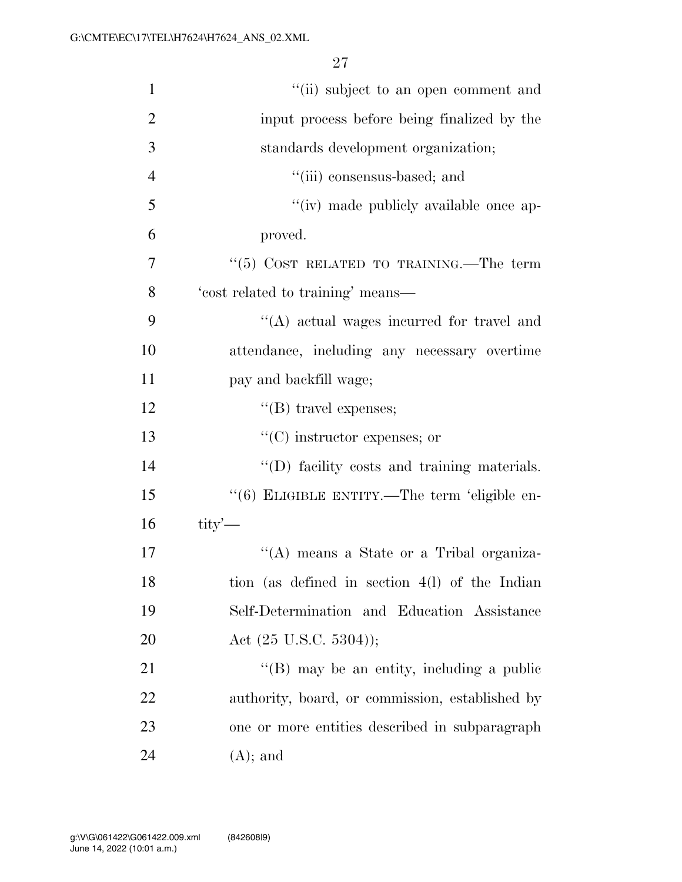"(ii) subject to an open comment and input process before being finalized by the standards development organization;

"(iii) consensus-based; and

"(iv) made publicly available once approved.

"(5) COST RELATED TO TRAINING.—The term 'cost related to training' means—

"(A) actual wages incurred for travel and attendance, including any necessary overtime pay and backfill wage;

"(B) travel expenses;

"(C) instructor expenses; or

"(D) facility costs and training materials.

"(6) ELIGIBLE ENTITY.—The term 'eligible entity'—

"(A) means a State or a Tribal organization (as defined in section 4(l) of the Indian Self-Determination and Education Assistance Act (25 U.S.C. 5304));

"(B) may be an entity, including a public authority, board, or commission, established by one or more entities described in subparagraph (A); and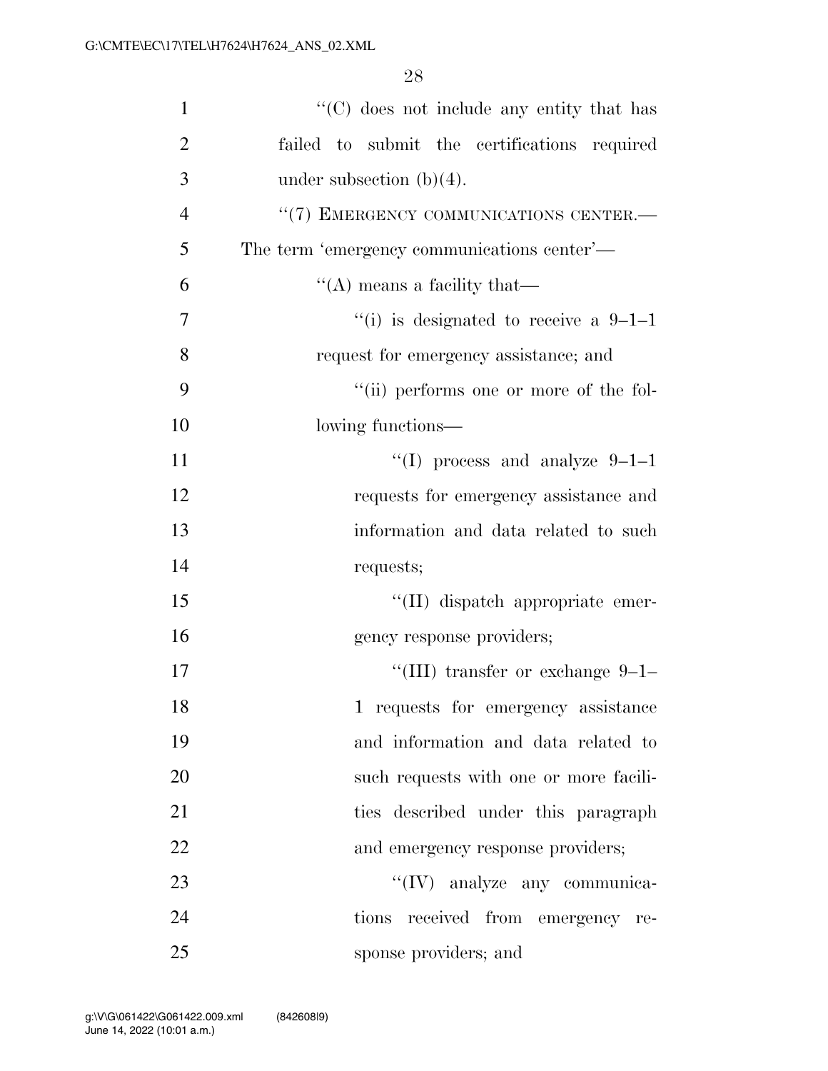''(C) does not include any entity that has failed to submit the certifications required under subsection (b)(4).

''(7) EMERGENCY COMMUNICATIONS CENTER.— The term 'emergency communications center'—

''(A) means a facility that—

''(i) is designated to receive a 9–1–1 request for emergency assistance; and

''(ii) performs one or more of the following functions—

''(I) process and analyze 9–1–1 requests for emergency assistance and information and data related to such requests;

''(II) dispatch appropriate emergency response providers;

''(III) transfer or exchange 9–1–1 requests for emergency assistance and information and data related to such requests with one or more facilities described under this paragraph and emergency response providers;

''(IV) analyze any communications received from emergency response providers; and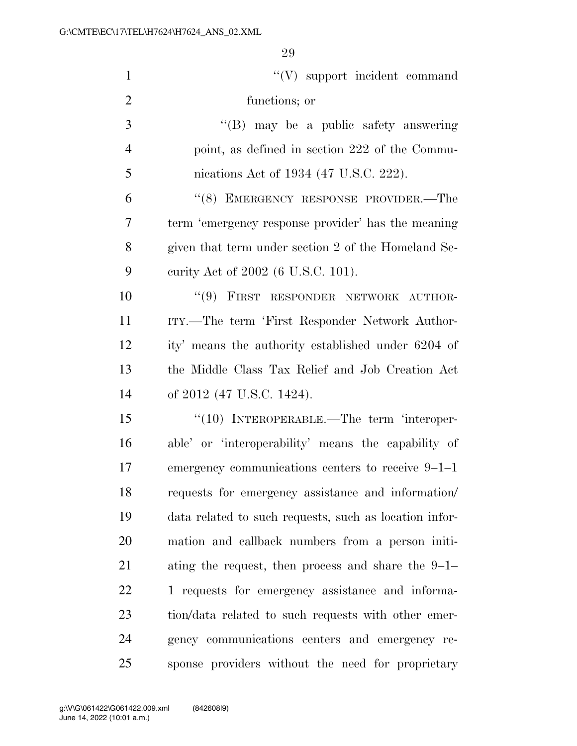"(V) support incident command functions; or

"(B) may be a public safety answering point, as defined in section 222 of the Communications Act of 1934 (47 U.S.C. 222).

"(8) EMERGENCY RESPONSE PROVIDER.—The term 'emergency response provider' has the meaning given that term under section 2 of the Homeland Security Act of 2002 (6 U.S.C. 101).

"(9) FIRST RESPONDER NETWORK AUTHORITY.—The term 'First Responder Network Authority' means the authority established under 6204 of the Middle Class Tax Relief and Job Creation Act of 2012 (47 U.S.C. 1424).

"(10) INTEROPERABLE.—The term 'interoperable' or 'interoperability' means the capability of emergency communications centers to receive 9–1–1 requests for emergency assistance and information/data related to such requests, such as location information and callback numbers from a person initiating the request, then process and share the 9–1–1 requests for emergency assistance and information/data related to such requests with other emergency communications centers and emergency response providers without the need for proprietary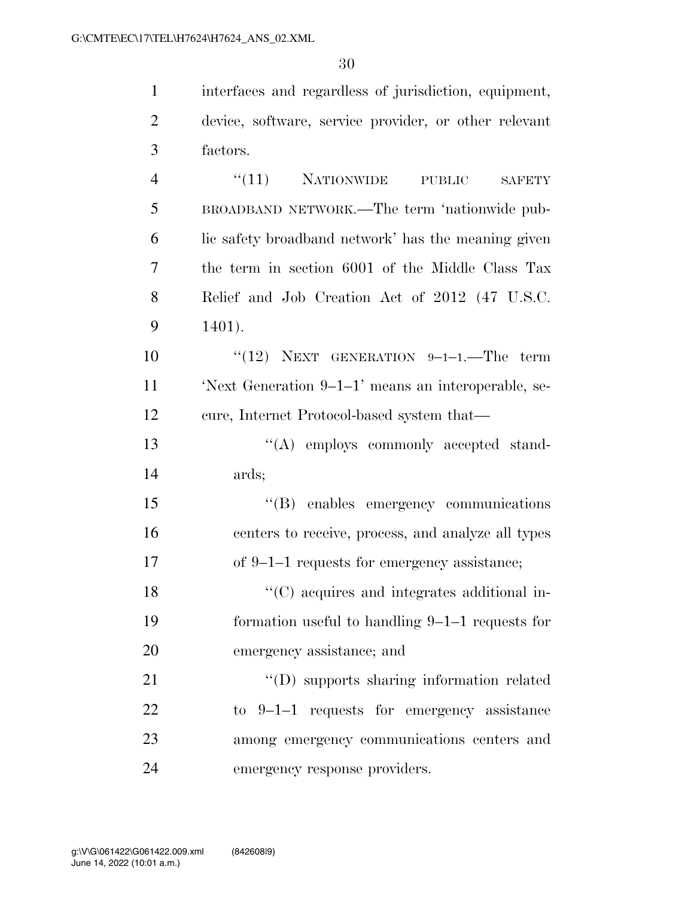interfaces and regardless of jurisdiction, equipment, device, software, service provider, or other relevant factors.

"(11) NATIONWIDE PUBLIC SAFETY BROADBAND NETWORK.—The term 'nationwide public safety broadband network' has the meaning given the term in section 6001 of the Middle Class Tax Relief and Job Creation Act of 2012 (47 U.S.C. 1401).

"(12) NEXT GENERATION 9–1–1.—The term 'Next Generation 9–1–1' means an interoperable, secure, Internet Protocol-based system that—

"(A) employs commonly accepted standards;

"(B) enables emergency communications centers to receive, process, and analyze all types of 9–1–1 requests for emergency assistance;

"(C) acquires and integrates additional information useful to handling 9–1–1 requests for emergency assistance; and

"(D) supports sharing information related to 9–1–1 requests for emergency assistance among emergency communications centers and emergency response providers.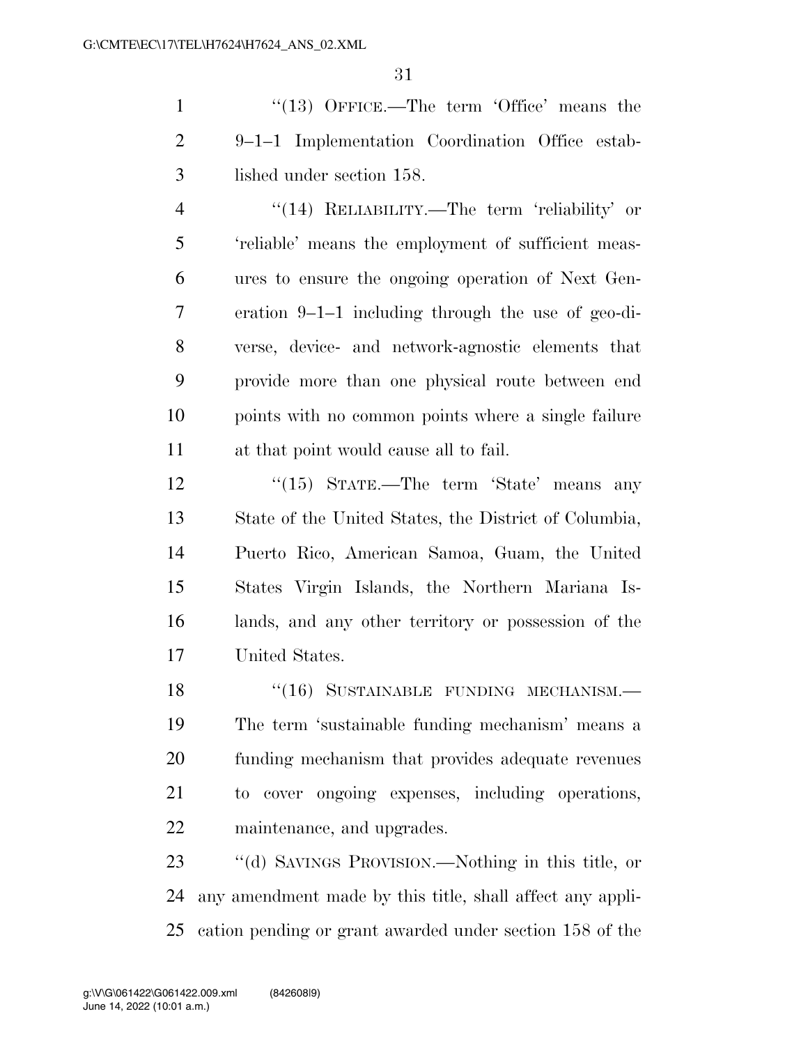"(13) OFFICE.—The term 'Office' means the 9–1–1 Implementation Coordination Office established under section 158.

"(14) RELIABILITY.—The term 'reliability' or 'reliable' means the employment of sufficient measures to ensure the ongoing operation of Next Generation 9–1–1 including through the use of geo-diverse, device- and network-agnostic elements that provide more than one physical route between end points with no common points where a single failure at that point would cause all to fail.

"(15) STATE.—The term 'State' means any State of the United States, the District of Columbia, Puerto Rico, American Samoa, Guam, the United States Virgin Islands, the Northern Mariana Islands, and any other territory or possession of the United States.

"(16) SUSTAINABLE FUNDING MECHANISM.—The term 'sustainable funding mechanism' means a funding mechanism that provides adequate revenues to cover ongoing expenses, including operations, maintenance, and upgrades.

"(d) SAVINGS PROVISION.—Nothing in this title, or any amendment made by this title, shall affect any application pending or grant awarded under section 158 of the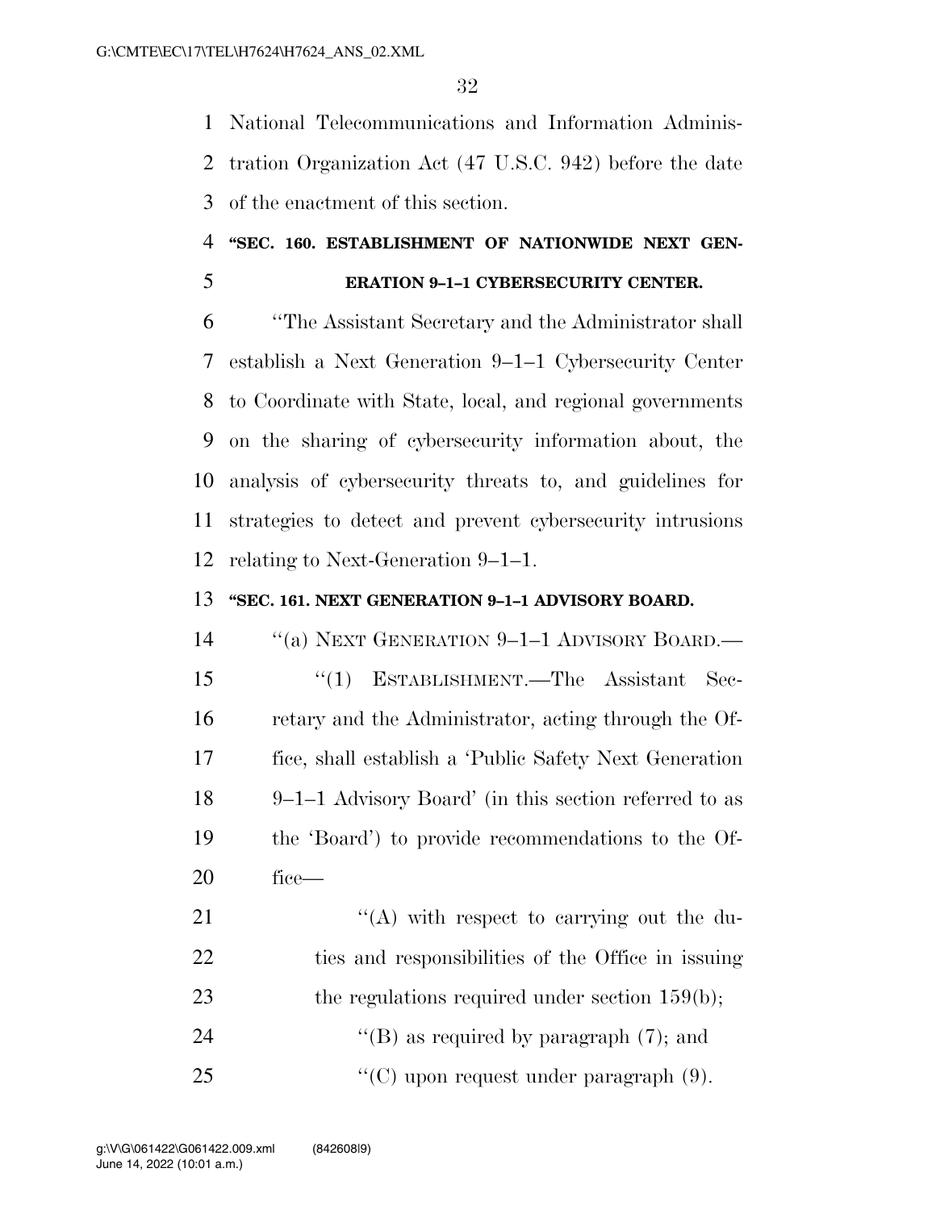National Telecommunications and Information Administration Organization Act (47 U.S.C. 942) before the date of the enactment of this section.

**"SEC. 160. ESTABLISHMENT OF NATIONWIDE NEXT GENERATION 9–1–1 CYBERSECURITY CENTER.**

"The Assistant Secretary and the Administrator shall establish a Next Generation 9–1–1 Cybersecurity Center to Coordinate with State, local, and regional governments on the sharing of cybersecurity information about, the analysis of cybersecurity threats to, and guidelines for strategies to detect and prevent cybersecurity intrusions relating to Next-Generation 9–1–1.

**"SEC. 161. NEXT GENERATION 9–1–1 ADVISORY BOARD.**

"(a) NEXT GENERATION 9–1–1 ADVISORY BOARD.—

"(1) ESTABLISHMENT.—The Assistant Secretary and the Administrator, acting through the Office, shall establish a 'Public Safety Next Generation 9–1–1 Advisory Board' (in this section referred to as the 'Board') to provide recommendations to the Office—

"(A) with respect to carrying out the duties and responsibilities of the Office in issuing the regulations required under section 159(b);

"(B) as required by paragraph (7); and

"(C) upon request under paragraph (9).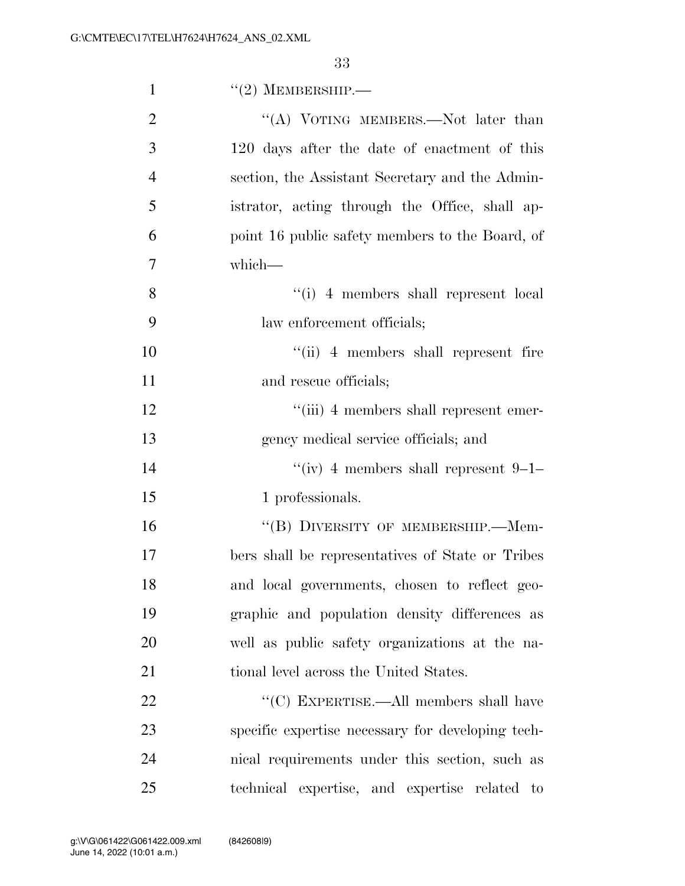''(2) MEMBERSHIP.—

''(A) VOTING MEMBERS.—Not later than 120 days after the date of enactment of this section, the Assistant Secretary and the Administrator, acting through the Office, shall appoint 16 public safety members to the Board, of which—

''(i) 4 members shall represent local law enforcement officials;

''(ii) 4 members shall represent fire and rescue officials;

''(iii) 4 members shall represent emergency medical service officials; and

''(iv) 4 members shall represent 9–1–1 professionals.

''(B) DIVERSITY OF MEMBERSHIP.—Members shall be representatives of State or Tribes and local governments, chosen to reflect geographic and population density differences as well as public safety organizations at the national level across the United States.

''(C) EXPERTISE.—All members shall have specific expertise necessary for developing technical requirements under this section, such as technical expertise, and expertise related to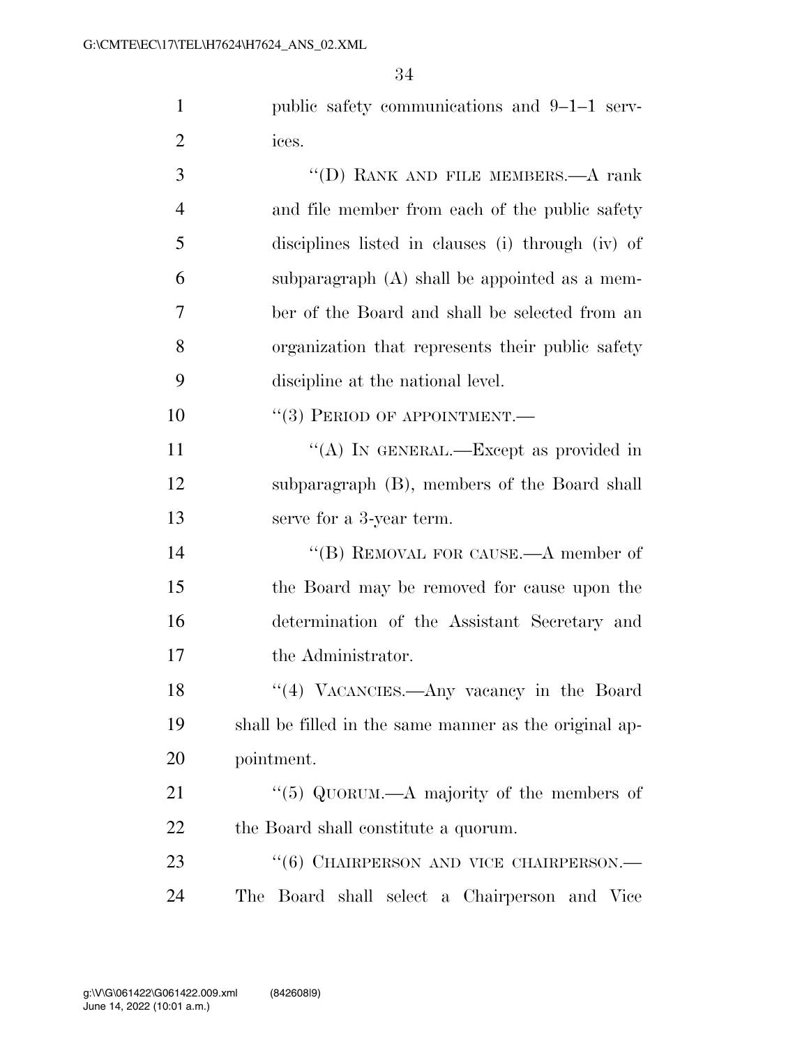public safety communications and 9–1–1 services.

"(D) RANK AND FILE MEMBERS.—A rank and file member from each of the public safety disciplines listed in clauses (i) through (iv) of subparagraph (A) shall be appointed as a member of the Board and shall be selected from an organization that represents their public safety discipline at the national level.

"(3) PERIOD OF APPOINTMENT.—

"(A) IN GENERAL.—Except as provided in subparagraph (B), members of the Board shall serve for a 3-year term.

"(B) REMOVAL FOR CAUSE.—A member of the Board may be removed for cause upon the determination of the Assistant Secretary and the Administrator.

"(4) VACANCIES.—Any vacancy in the Board shall be filled in the same manner as the original appointment.

"(5) QUORUM.—A majority of the members of the Board shall constitute a quorum.

"(6) CHAIRPERSON AND VICE CHAIRPERSON.—The Board shall select a Chairperson and Vice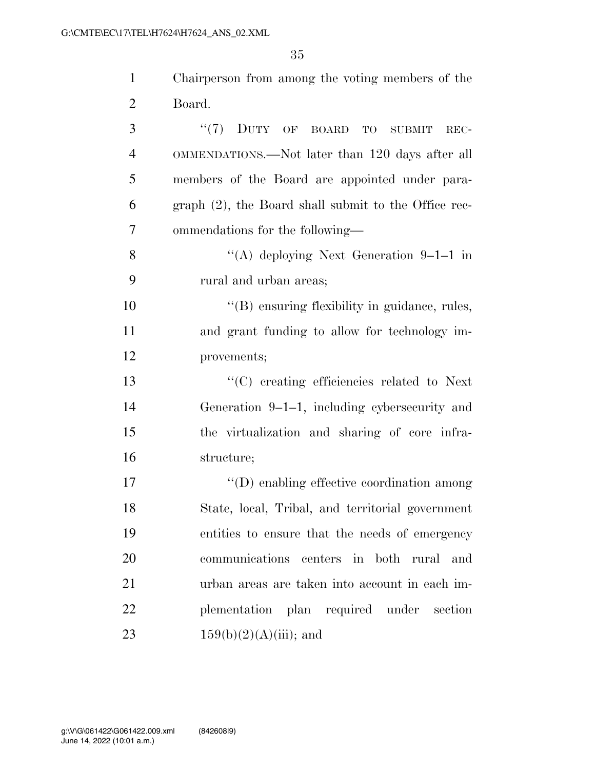Chairperson from among the voting members of the Board.

"(7) DUTY OF BOARD TO SUBMIT RECOMMENDATIONS.—Not later than 120 days after all members of the Board are appointed under paragraph (2), the Board shall submit to the Office recommendations for the following—

"(A) deploying Next Generation 9–1–1 in rural and urban areas;

"(B) ensuring flexibility in guidance, rules, and grant funding to allow for technology improvements;

"(C) creating efficiencies related to Next Generation 9–1–1, including cybersecurity and the virtualization and sharing of core infrastructure;

"(D) enabling effective coordination among State, local, Tribal, and territorial government entities to ensure that the needs of emergency communications centers in both rural and urban areas are taken into account in each implementation plan required under section 159(b)(2)(A)(iii); and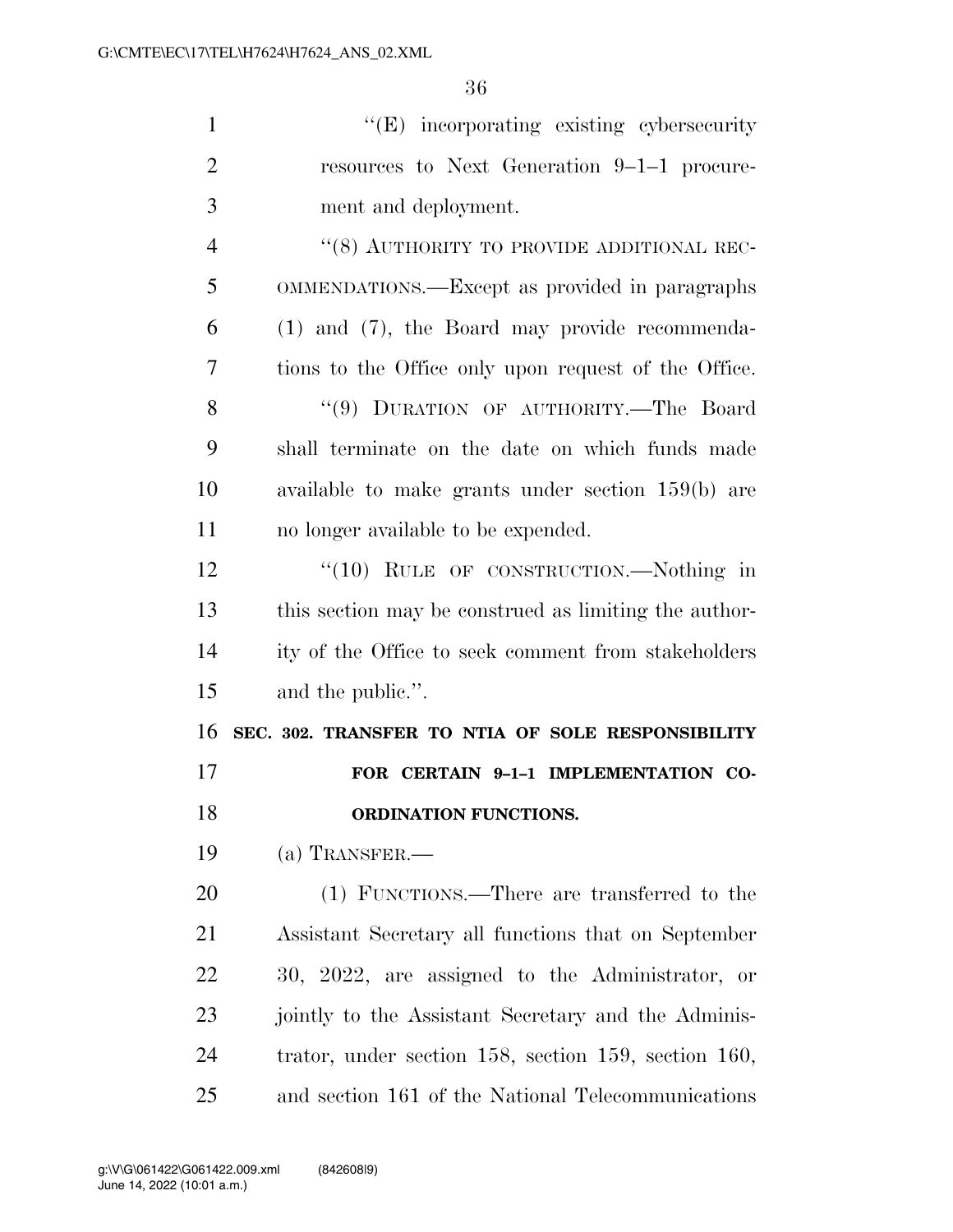"(E) incorporating existing cybersecurity resources to Next Generation 9–1–1 procurement and deployment.

"(8) AUTHORITY TO PROVIDE ADDITIONAL RECOMMENDATIONS.—Except as provided in paragraphs (1) and (7), the Board may provide recommendations to the Office only upon request of the Office.

"(9) DURATION OF AUTHORITY.—The Board shall terminate on the date on which funds made available to make grants under section 159(b) are no longer available to be expended.

"(10) RULE OF CONSTRUCTION.—Nothing in this section may be construed as limiting the authority of the Office to seek comment from stakeholders and the public.".

**SEC. 302. TRANSFER TO NTIA OF SOLE RESPONSIBILITY FOR CERTAIN 9–1–1 IMPLEMENTATION COORDINATION FUNCTIONS.**

(a) TRANSFER.—

(1) FUNCTIONS.—There are transferred to the Assistant Secretary all functions that on September 30, 2022, are assigned to the Administrator, or jointly to the Assistant Secretary and the Administrator, under section 158, section 159, section 160, and section 161 of the National Telecommunications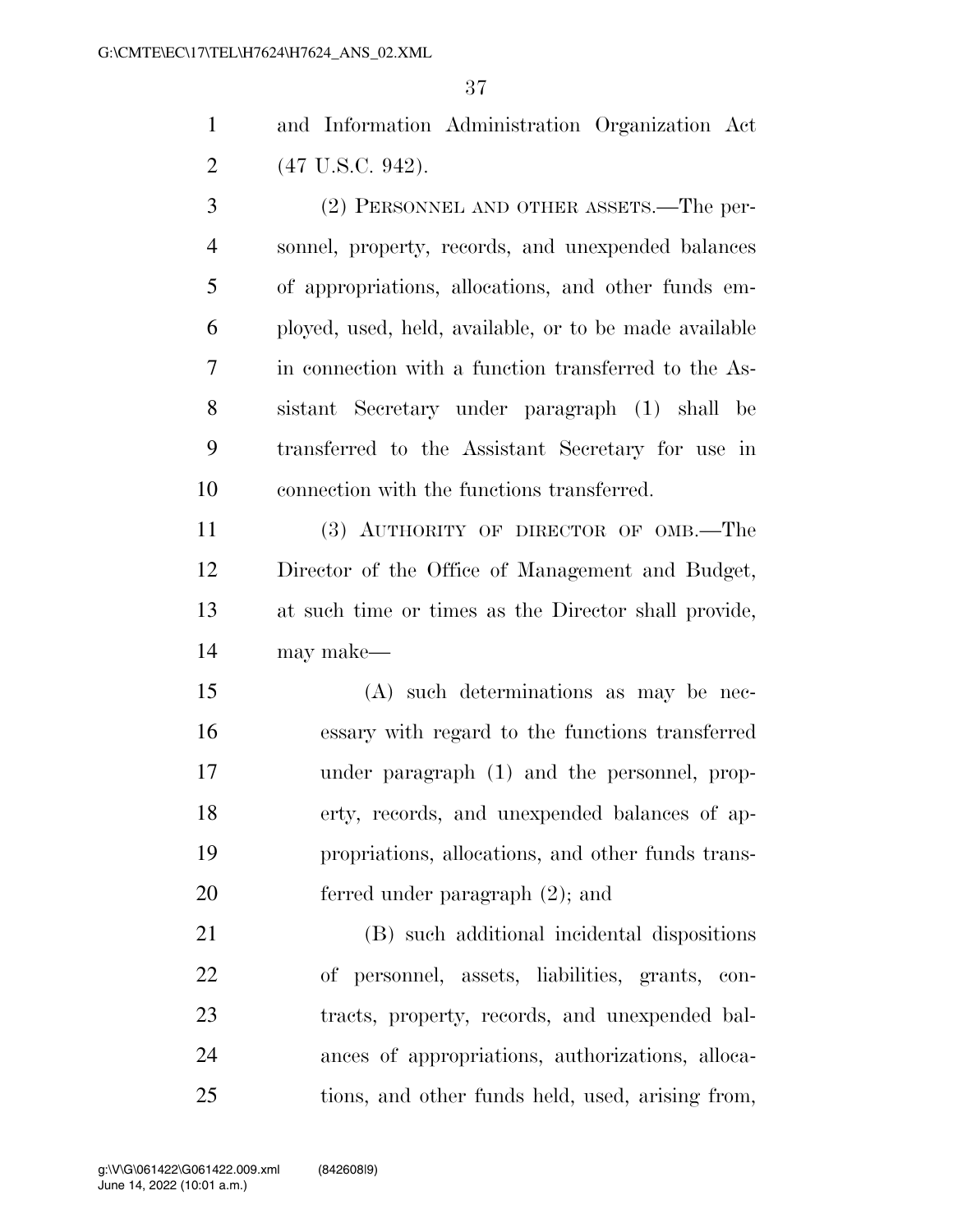and Information Administration Organization Act (47 U.S.C. 942).

(2) PERSONNEL AND OTHER ASSETS.—The personnel, property, records, and unexpended balances of appropriations, allocations, and other funds employed, used, held, available, or to be made available in connection with a function transferred to the Assistant Secretary under paragraph (1) shall be transferred to the Assistant Secretary for use in connection with the functions transferred.

(3) AUTHORITY OF DIRECTOR OF OMB.—The Director of the Office of Management and Budget, at such time or times as the Director shall provide, may make—

(A) such determinations as may be necessary with regard to the functions transferred under paragraph (1) and the personnel, property, records, and unexpended balances of appropriations, allocations, and other funds transferred under paragraph (2); and

(B) such additional incidental dispositions of personnel, assets, liabilities, grants, contracts, property, records, and unexpended balances of appropriations, authorizations, allocations, and other funds held, used, arising from,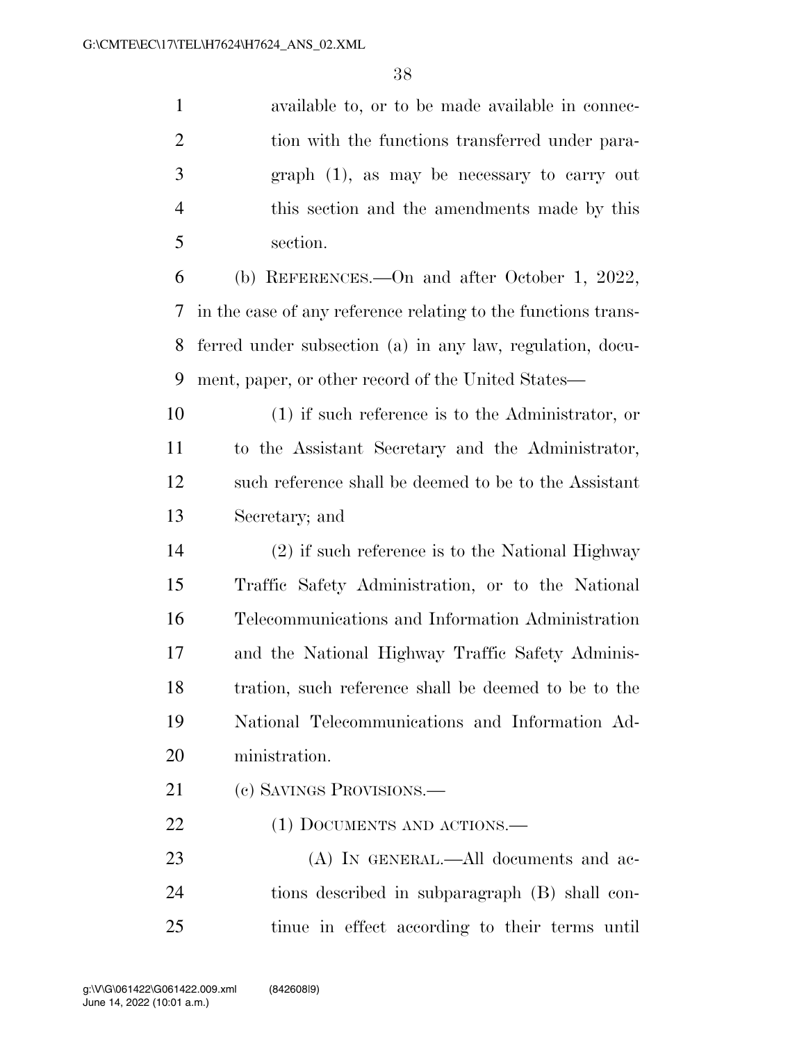available to, or to be made available in connection with the functions transferred under paragraph (1), as may be necessary to carry out this section and the amendments made by this section.

(b) REFERENCES.—On and after October 1, 2022, in the case of any reference relating to the functions transferred under subsection (a) in any law, regulation, document, paper, or other record of the United States—

(1) if such reference is to the Administrator, or to the Assistant Secretary and the Administrator, such reference shall be deemed to be to the Assistant Secretary; and

(2) if such reference is to the National Highway Traffic Safety Administration, or to the National Telecommunications and Information Administration and the National Highway Traffic Safety Administration, such reference shall be deemed to be to the National Telecommunications and Information Administration.

(c) SAVINGS PROVISIONS.—

(1) DOCUMENTS AND ACTIONS.—

(A) IN GENERAL.—All documents and actions described in subparagraph (B) shall continue in effect according to their terms until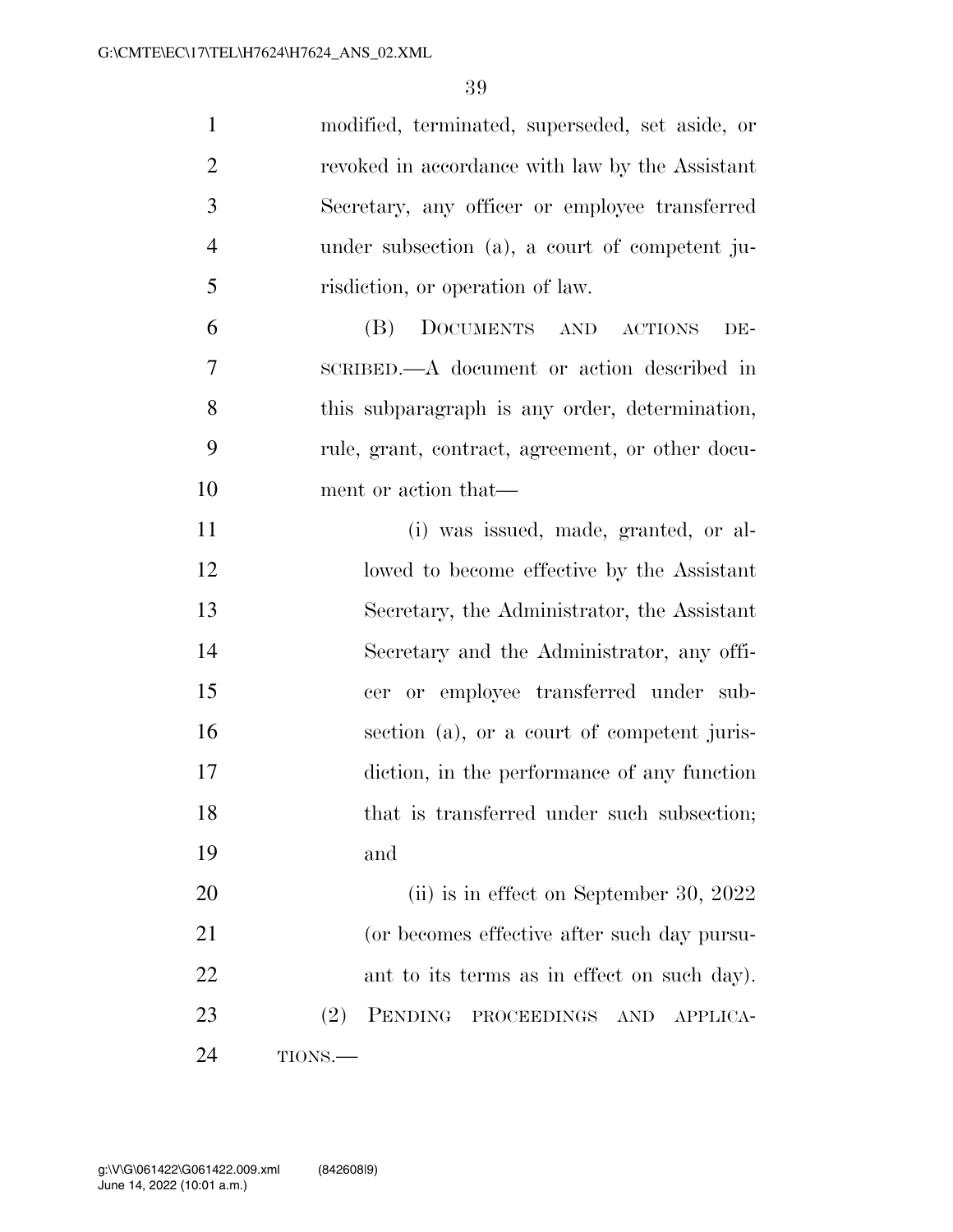modified, terminated, superseded, set aside, or revoked in accordance with law by the Assistant Secretary, any officer or employee transferred under subsection (a), a court of competent jurisdiction, or operation of law.

(B) DOCUMENTS AND ACTIONS DESCRIBED.—A document or action described in this subparagraph is any order, determination, rule, grant, contract, agreement, or other document or action that—

(i) was issued, made, granted, or allowed to become effective by the Assistant Secretary, the Administrator, the Assistant Secretary and the Administrator, any officer or employee transferred under subsection (a), or a court of competent jurisdiction, in the performance of any function that is transferred under such subsection; and

(ii) is in effect on September 30, 2022 (or becomes effective after such day pursuant to its terms as in effect on such day).

(2) PENDING PROCEEDINGS AND APPLICATIONS.—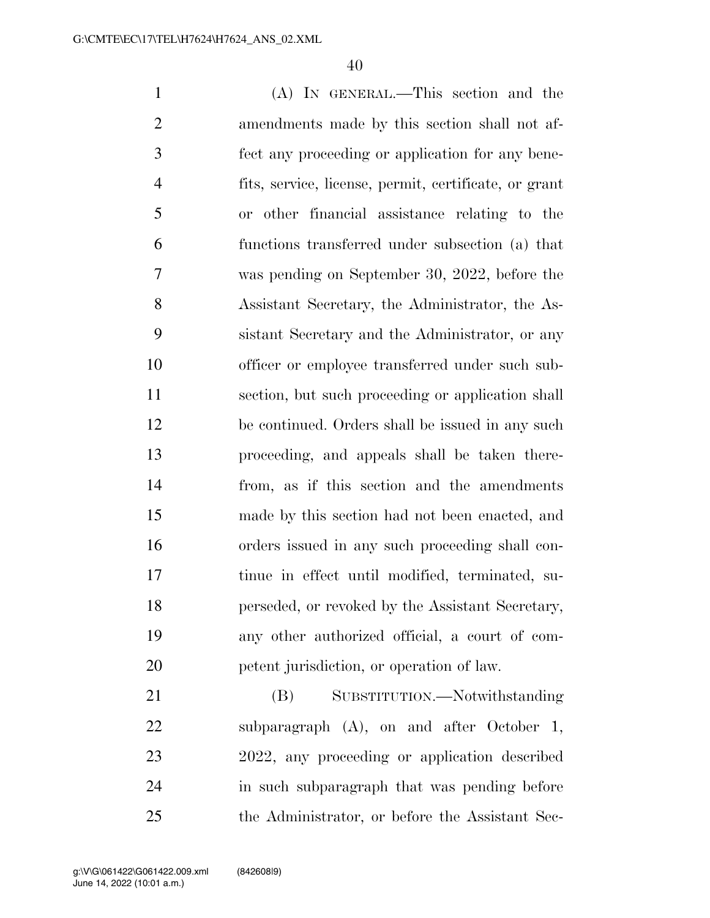(A) IN GENERAL.—This section and the amendments made by this section shall not affect any proceeding or application for any benefits, service, license, permit, certificate, or grant or other financial assistance relating to the functions transferred under subsection (a) that was pending on September 30, 2022, before the Assistant Secretary, the Administrator, the Assistant Secretary and the Administrator, or any officer or employee transferred under such subsection, but such proceeding or application shall be continued. Orders shall be issued in any such proceeding, and appeals shall be taken therefrom, as if this section and the amendments made by this section had not been enacted, and orders issued in any such proceeding shall continue in effect until modified, terminated, superseded, or revoked by the Assistant Secretary, any other authorized official, a court of competent jurisdiction, or operation of law.

(B) SUBSTITUTION.—Notwithstanding subparagraph (A), on and after October 1, 2022, any proceeding or application described in such subparagraph that was pending before the Administrator, or before the Assistant Sec-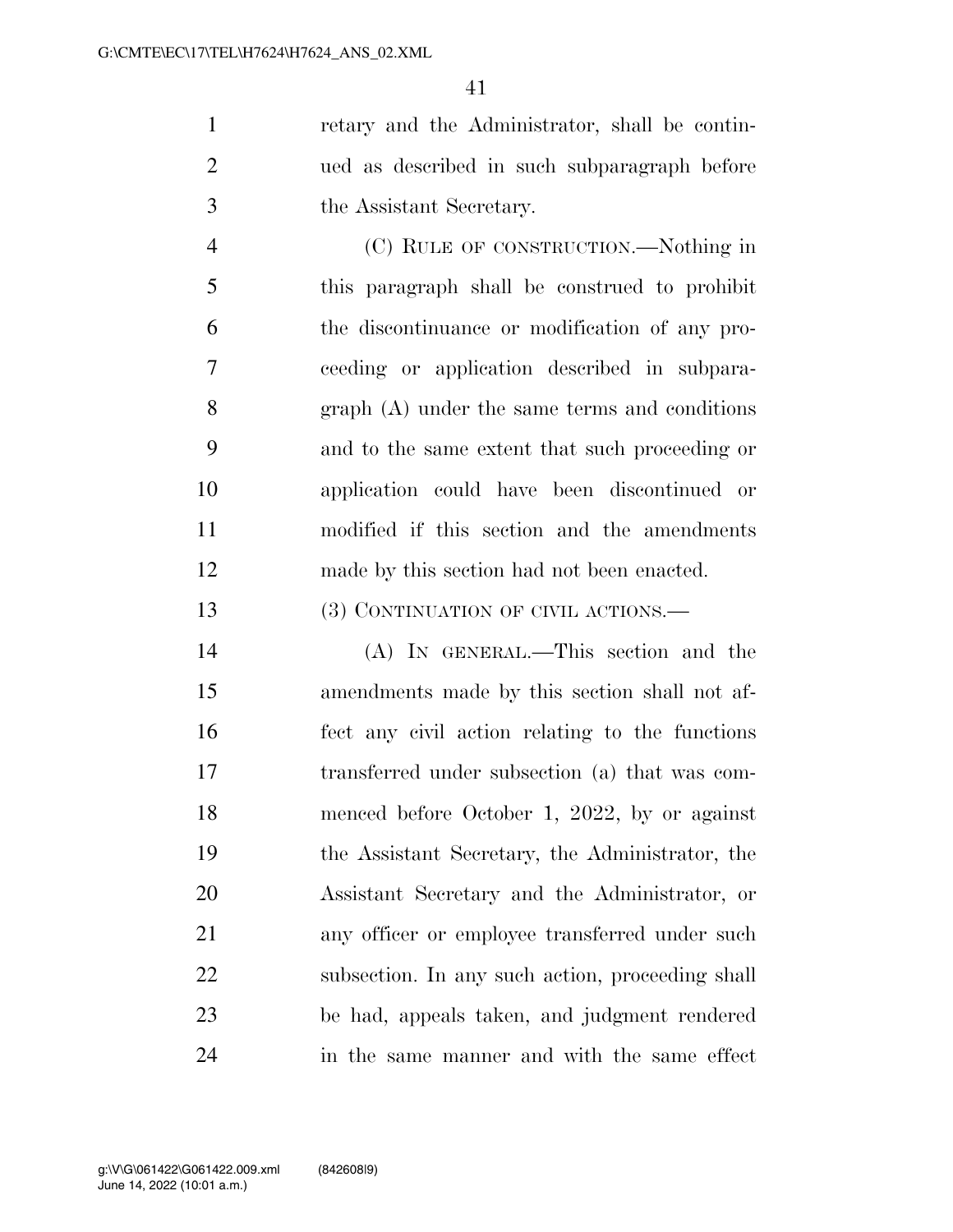retary and the Administrator, shall be continued as described in such subparagraph before the Assistant Secretary.

(C) RULE OF CONSTRUCTION.—Nothing in this paragraph shall be construed to prohibit the discontinuance or modification of any proceeding or application described in subparagraph (A) under the same terms and conditions and to the same extent that such proceeding or application could have been discontinued or modified if this section and the amendments made by this section had not been enacted.

(3) CONTINUATION OF CIVIL ACTIONS.—

(A) IN GENERAL.—This section and the amendments made by this section shall not affect any civil action relating to the functions transferred under subsection (a) that was commenced before October 1, 2022, by or against the Assistant Secretary, the Administrator, the Assistant Secretary and the Administrator, or any officer or employee transferred under such subsection. In any such action, proceeding shall be had, appeals taken, and judgment rendered in the same manner and with the same effect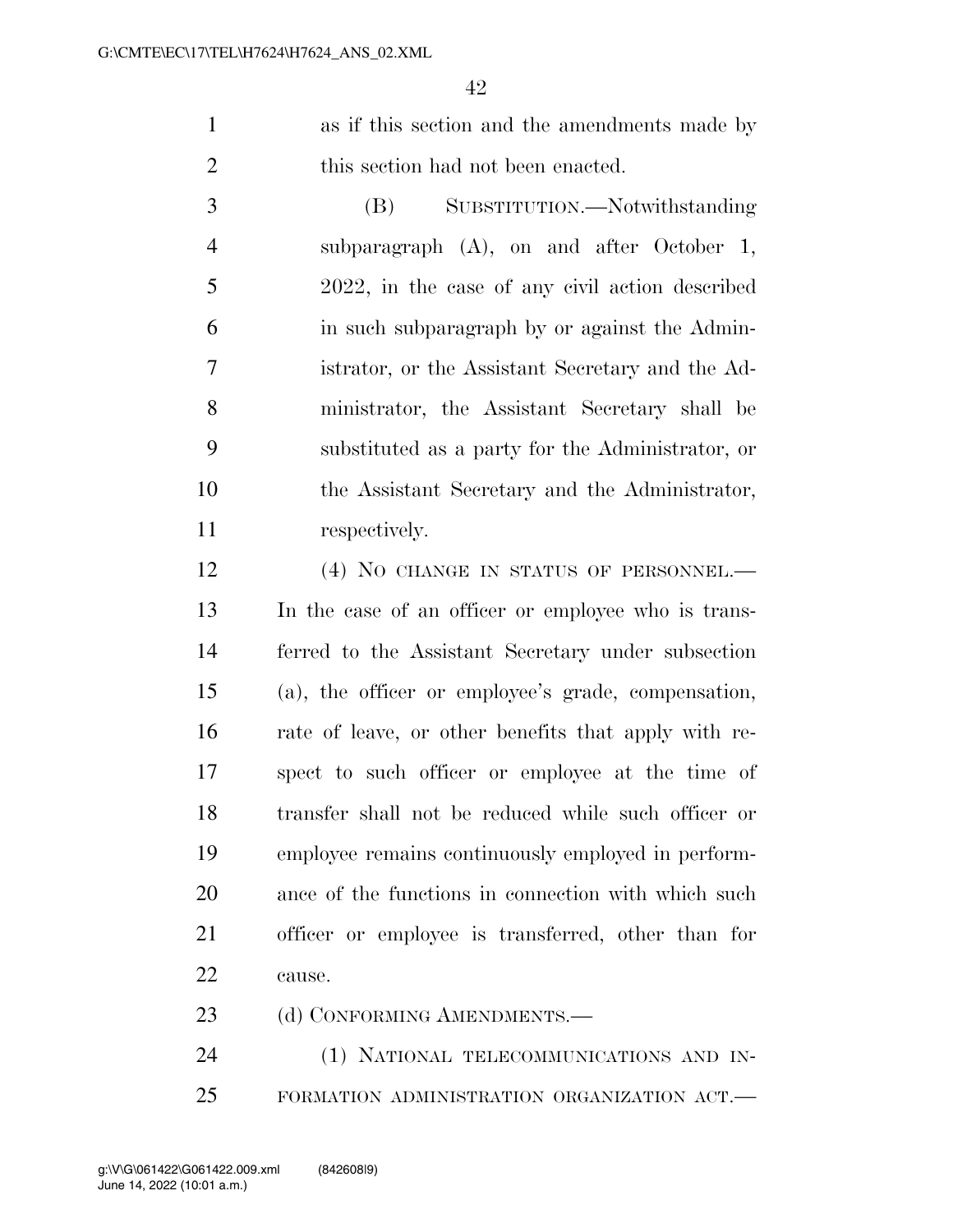as if this section and the amendments made by this section had not been enacted.

(B) SUBSTITUTION.—Notwithstanding subparagraph (A), on and after October 1, 2022, in the case of any civil action described in such subparagraph by or against the Administrator, or the Assistant Secretary and the Administrator, the Assistant Secretary shall be substituted as a party for the Administrator, or the Assistant Secretary and the Administrator, respectively.

(4) NO CHANGE IN STATUS OF PERSONNEL.—In the case of an officer or employee who is transferred to the Assistant Secretary under subsection (a), the officer or employee's grade, compensation, rate of leave, or other benefits that apply with respect to such officer or employee at the time of transfer shall not be reduced while such officer or employee remains continuously employed in performance of the functions in connection with which such officer or employee is transferred, other than for cause.

(d) CONFORMING AMENDMENTS.—

(1) NATIONAL TELECOMMUNICATIONS AND INFORMATION ADMINISTRATION ORGANIZATION ACT.—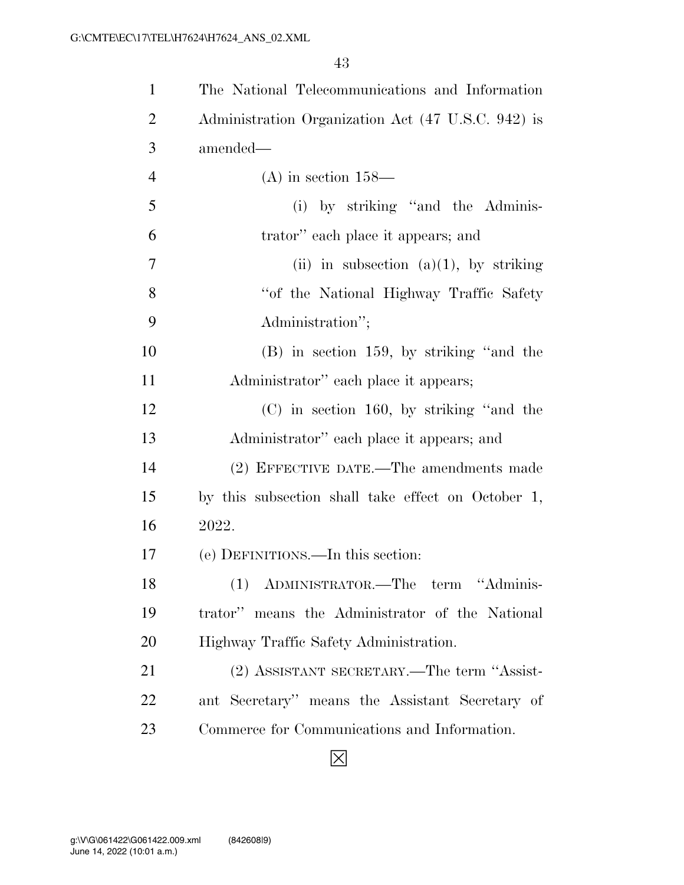The National Telecommunications and Information Administration Organization Act (47 U.S.C. 942) is amended—

(A) in section 158—

(i) by striking "and the Administrator" each place it appears; and

(ii) in subsection (a)(1), by striking "of the National Highway Traffic Safety Administration";

(B) in section 159, by striking "and the Administrator" each place it appears;

(C) in section 160, by striking "and the Administrator" each place it appears; and

(2) EFFECTIVE DATE.—The amendments made by this subsection shall take effect on October 1, 2022.

(e) DEFINITIONS.—In this section:

(1) ADMINISTRATOR.—The term "Administrator" means the Administrator of the National Highway Traffic Safety Administration.

(2) ASSISTANT SECRETARY.—The term "Assistant Secretary" means the Assistant Secretary of Commerce for Communications and Information.